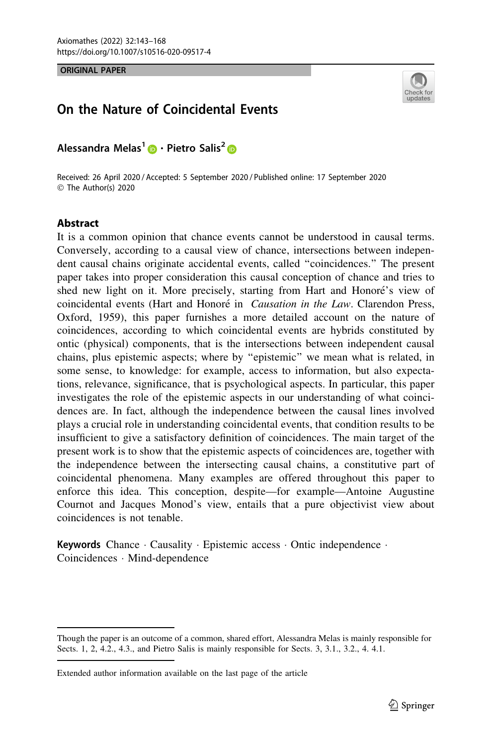ORIGINAL PAPER

# On the Nature of Coincidental Events

**Alessandra Melas[1] · Pietro Salis[2]**

Received: 26 April 2020 / Accepted: 5 September 2020 / Published online: 17 September 2020
© The Author(s) 2020

## Abstract

It is a common opinion that chance events cannot be understood in causal terms. Conversely, according to a causal view of chance, intersections between independent causal chains originate accidental events, called "coincidences." The present paper takes into proper consideration this causal conception of chance and tries to shed new light on it. More precisely, starting from Hart and Honoré's view of coincidental events (Hart and Honoré in *Causation in the Law*. Clarendon Press, Oxford, 1959), this paper furnishes a more detailed account on the nature of coincidences, according to which coincidental events are hybrids constituted by ontic (physical) components, that is the intersections between independent causal chains, plus epistemic aspects; where by "epistemic" we mean what is related, in some sense, to knowledge: for example, access to information, but also expectations, relevance, significance, that is psychological aspects. In particular, this paper investigates the role of the epistemic aspects in our understanding of what coincidences are. In fact, although the independence between the causal lines involved plays a crucial role in understanding coincidental events, that condition results to be insufficient to give a satisfactory definition of coincidences. The main target of the present work is to show that the epistemic aspects of coincidences are, together with the independence between the intersecting causal chains, a constitutive part of coincidental phenomena. Many examples are offered throughout this paper to enforce this idea. This conception, despite—for example—Antoine Augustine Cournot and Jacques Monod's view, entails that a pure objectivist view about coincidences is not tenable.

**Keywords** Chance · Causality · Epistemic access · Ontic independence · Coincidences · Mind-dependence

---

Though the paper is an outcome of a common, shared effort, Alessandra Melas is mainly responsible for Sects. 1, 2, 4.2., 4.3., and Pietro Salis is mainly responsible for Sects. 3, 3.1., 3.2., 4. 4.1.

---

Extended author information available on the last page of the article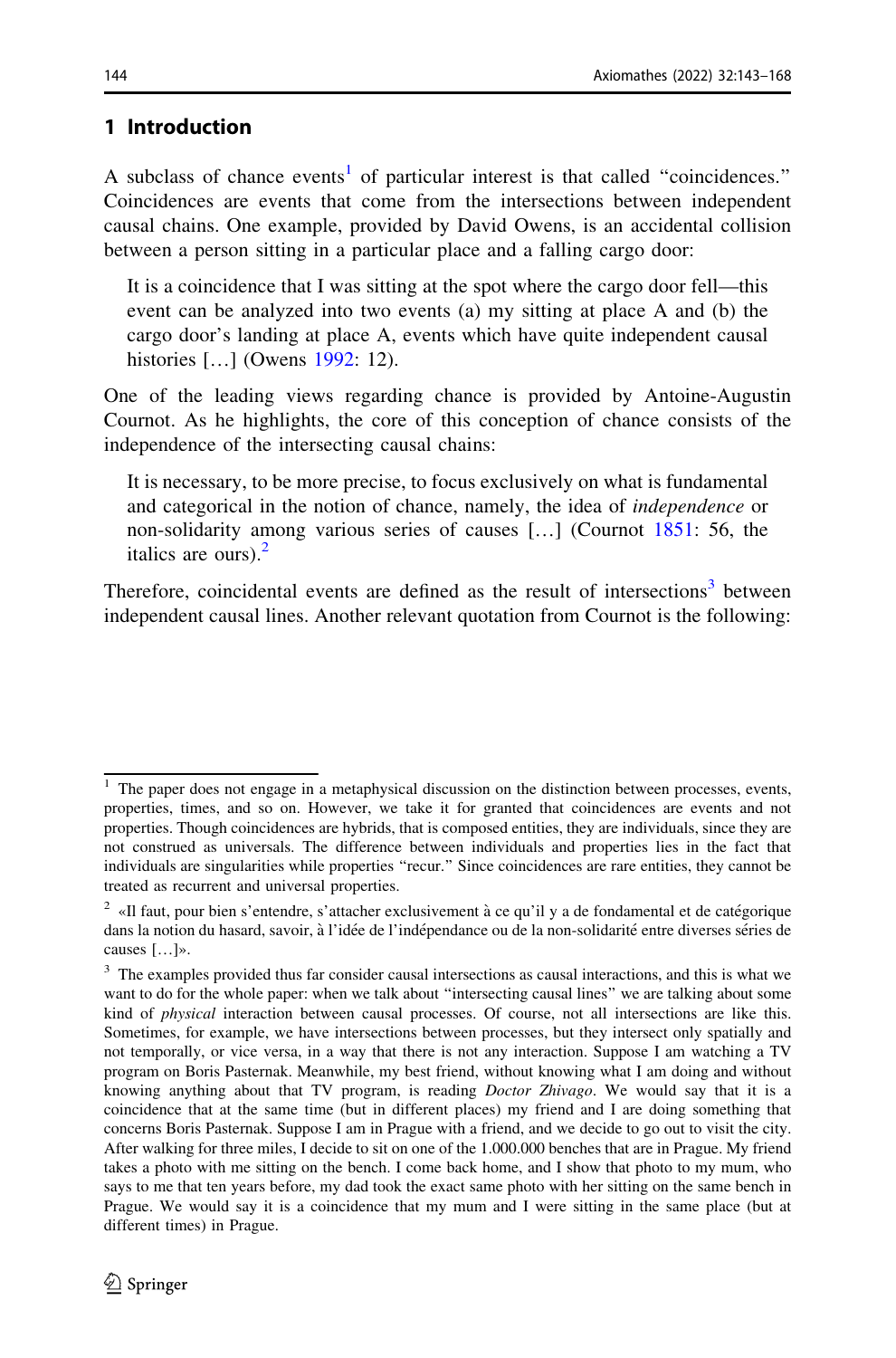## 1 Introduction

A subclass of chance events[1] of particular interest is that called "coincidences." Coincidences are events that come from the intersections between independent causal chains. One example, provided by David Owens, is an accidental collision between a person sitting in a particular place and a falling cargo door:

> It is a coincidence that I was sitting at the spot where the cargo door fell—this event can be analyzed into two events (a) my sitting at place A and (b) the cargo door's landing at place A, events which have quite independent causal histories […] (Owens 1992: 12).

One of the leading views regarding chance is provided by Antoine-Augustin Cournot. As he highlights, the core of this conception of chance consists of the independence of the intersecting causal chains:

> It is necessary, to be more precise, to focus exclusively on what is fundamental and categorical in the notion of chance, namely, the idea of *independence* or non-solidarity among various series of causes […] (Cournot 1851: 56, the italics are ours).[2]

Therefore, coincidental events are defined as the result of intersections[3] between independent causal lines. Another relevant quotation from Cournot is the following:

---

[1] The paper does not engage in a metaphysical discussion on the distinction between processes, events, properties, times, and so on. However, we take it for granted that coincidences are events and not properties. Though coincidences are hybrids, that is composed entities, they are individuals, since they are not construed as universals. The difference between individuals and properties lies in the fact that individuals are singularities while properties "recur." Since coincidences are rare entities, they cannot be treated as recurrent and universal properties.

[2] «Il faut, pour bien s'entendre, s'attacher exclusivement à ce qu'il y a de fondamental et de catégorique dans la notion du hasard, savoir, à l'idée de l'indépendance ou de la non-solidarité entre diverses séries de causes […]».

[3] The examples provided thus far consider causal intersections as causal interactions, and this is what we want to do for the whole paper: when we talk about "intersecting causal lines" we are talking about some kind of *physical* interaction between causal processes. Of course, not all intersections are like this. Sometimes, for example, we have intersections between processes, but they intersect only spatially and not temporally, or vice versa, in a way that there is not any interaction. Suppose I am watching a TV program on Boris Pasternak. Meanwhile, my best friend, without knowing what I am doing and without knowing anything about that TV program, is reading *Doctor Zhivago*. We would say that it is a coincidence that at the same time (but in different places) my friend and I are doing something that concerns Boris Pasternak. Suppose I am in Prague with a friend, and we decide to go out to visit the city. After walking for three miles, I decide to sit on one of the 1.000.000 benches that are in Prague. My friend takes a photo with me sitting on the bench. I come back home, and I show that photo to my mum, who says to me that ten years before, my dad took the exact same photo with her sitting on the same bench in Prague. We would say it is a coincidence that my mum and I were sitting in the same place (but at different times) in Prague.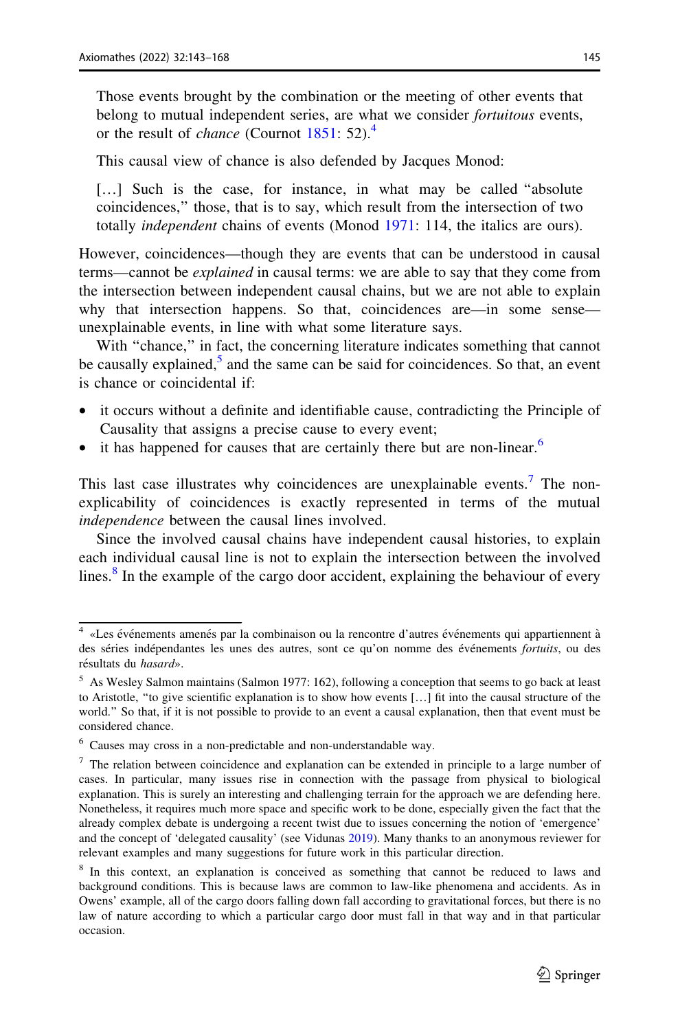> Those events brought by the combination or the meeting of other events that belong to mutual independent series, are what we consider *fortuitous* events, or the result of *chance* (Cournot 1851: 52).[4]

This causal view of chance is also defended by Jacques Monod:

> […] Such is the case, for instance, in what may be called "absolute coincidences," those, that is to say, which result from the intersection of two totally *independent* chains of events (Monod 1971: 114, the italics are ours).

However, coincidences—though they are events that can be understood in causal terms—cannot be *explained* in causal terms: we are able to say that they come from the intersection between independent causal chains, but we are not able to explain why that intersection happens. So that, coincidences are—in some sense—unexplainable events, in line with what some literature says.

With "chance," in fact, the concerning literature indicates something that cannot be causally explained,[5] and the same can be said for coincidences. So that, an event is chance or coincidental if:

- it occurs without a definite and identifiable cause, contradicting the Principle of Causality that assigns a precise cause to every event;
- it has happened for causes that are certainly there but are non-linear.[6]

This last case illustrates why coincidences are unexplainable events.[7] The non-explicability of coincidences is exactly represented in terms of the mutual *independence* between the causal lines involved.

Since the involved causal chains have independent causal histories, to explain each individual causal line is not to explain the intersection between the involved lines.[8] In the example of the cargo door accident, explaining the behaviour of every

---

[4] «Les événements amenés par la combinaison ou la rencontre d'autres événements qui appartiennent à des séries indépendantes les unes des autres, sont ce qu'on nomme des événements *fortuits*, ou des résultats du *hasard*».

[5] As Wesley Salmon maintains (Salmon 1977: 162), following a conception that seems to go back at least to Aristotle, "to give scientific explanation is to show how events […] fit into the causal structure of the world." So that, if it is not possible to provide to an event a causal explanation, then that event must be considered chance.

[6] Causes may cross in a non-predictable and non-understandable way.

[7] The relation between coincidence and explanation can be extended in principle to a large number of cases. In particular, many issues rise in connection with the passage from physical to biological explanation. This is surely an interesting and challenging terrain for the approach we are defending here. Nonetheless, it requires much more space and specific work to be done, especially given the fact that the already complex debate is undergoing a recent twist due to issues concerning the notion of 'emergence' and the concept of 'delegated causality' (see Vidunas 2019). Many thanks to an anonymous reviewer for relevant examples and many suggestions for future work in this particular direction.

[8] In this context, an explanation is conceived as something that cannot be reduced to laws and background conditions. This is because laws are common to law-like phenomena and accidents. As in Owens' example, all of the cargo doors falling down fall according to gravitational forces, but there is no law of nature according to which a particular cargo door must fall in that way and in that particular occasion.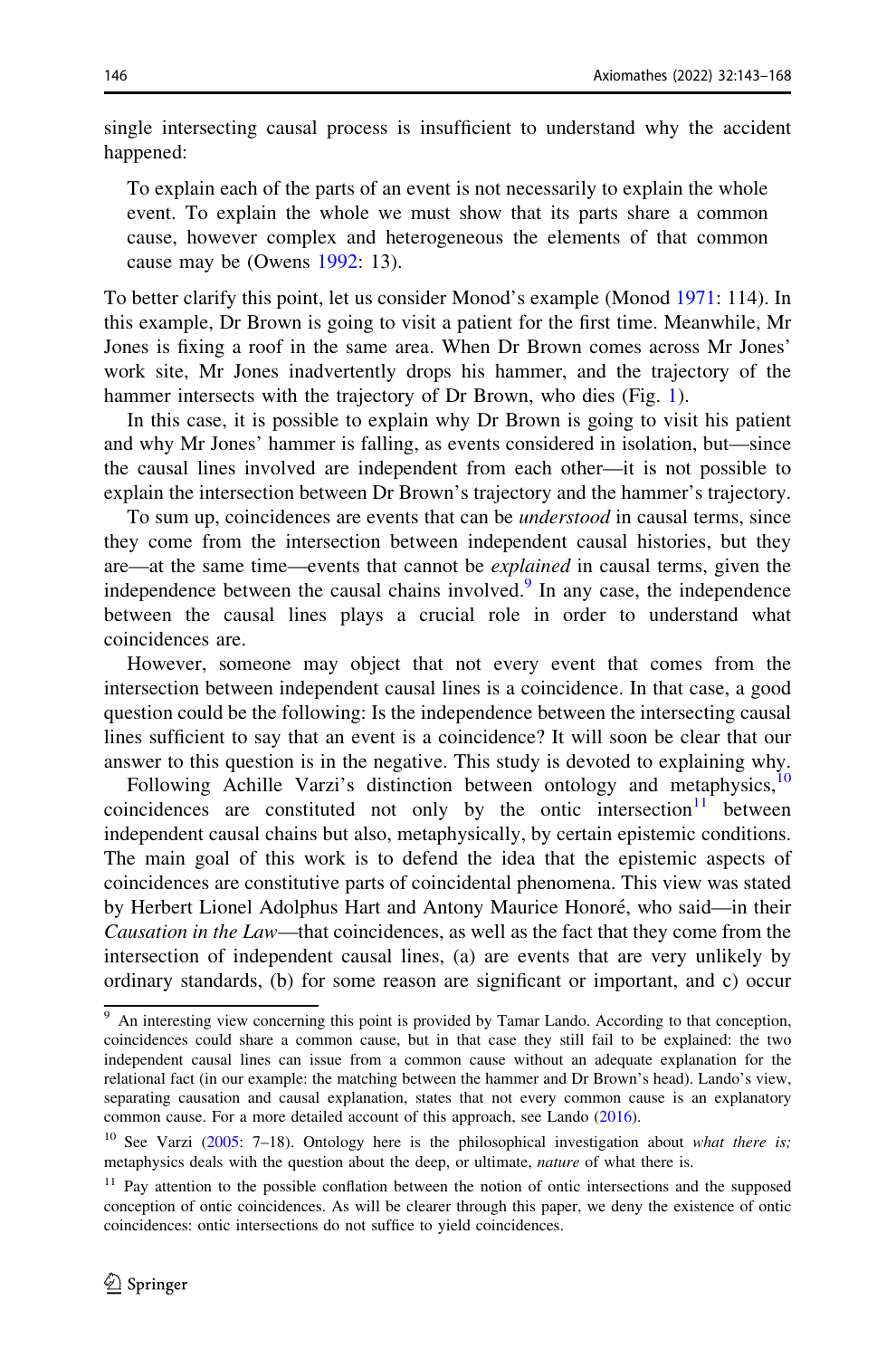single intersecting causal process is insufficient to understand why the accident happened:

> To explain each of the parts of an event is not necessarily to explain the whole event. To explain the whole we must show that its parts share a common cause, however complex and heterogeneous the elements of that common cause may be (Owens 1992: 13).

To better clarify this point, let us consider Monod's example (Monod 1971: 114). In this example, Dr Brown is going to visit a patient for the first time. Meanwhile, Mr Jones is fixing a roof in the same area. When Dr Brown comes across Mr Jones' work site, Mr Jones inadvertently drops his hammer, and the trajectory of the hammer intersects with the trajectory of Dr Brown, who dies (Fig. 1).

In this case, it is possible to explain why Dr Brown is going to visit his patient and why Mr Jones' hammer is falling, as events considered in isolation, but—since the causal lines involved are independent from each other—it is not possible to explain the intersection between Dr Brown's trajectory and the hammer's trajectory.

To sum up, coincidences are events that can be *understood* in causal terms, since they come from the intersection between independent causal histories, but they are—at the same time—events that cannot be *explained* in causal terms, given the independence between the causal chains involved.[9] In any case, the independence between the causal lines plays a crucial role in order to understand what coincidences are.

However, someone may object that not every event that comes from the intersection between independent causal lines is a coincidence. In that case, a good question could be the following: Is the independence between the intersecting causal lines sufficient to say that an event is a coincidence? It will soon be clear that our answer to this question is in the negative. This study is devoted to explaining why.

Following Achille Varzi's distinction between ontology and metaphysics,[10] coincidences are constituted not only by the ontic intersection[11] between independent causal chains but also, metaphysically, by certain epistemic conditions. The main goal of this work is to defend the idea that the epistemic aspects of coincidences are constitutive parts of coincidental phenomena. This view was stated by Herbert Lionel Adolphus Hart and Antony Maurice Honoré, who said—in their *Causation in the Law*—that coincidences, as well as the fact that they come from the intersection of independent causal lines, (a) are events that are very unlikely by ordinary standards, (b) for some reason are significant or important, and c) occur

---

[9] An interesting view concerning this point is provided by Tamar Lando. According to that conception, coincidences could share a common cause, but in that case they still fail to be explained: the two independent causal lines can issue from a common cause without an adequate explanation for the relational fact (in our example: the matching between the hammer and Dr Brown's head). Lando's view, separating causation and causal explanation, states that not every common cause is an explanatory common cause. For a more detailed account of this approach, see Lando (2016).

[10] See Varzi (2005: 7–18). Ontology here is the philosophical investigation about *what there is;* metaphysics deals with the question about the deep, or ultimate, *nature* of what there is.

[11] Pay attention to the possible conflation between the notion of ontic intersections and the supposed conception of ontic coincidences. As will be clearer through this paper, we deny the existence of ontic coincidences: ontic intersections do not suffice to yield coincidences.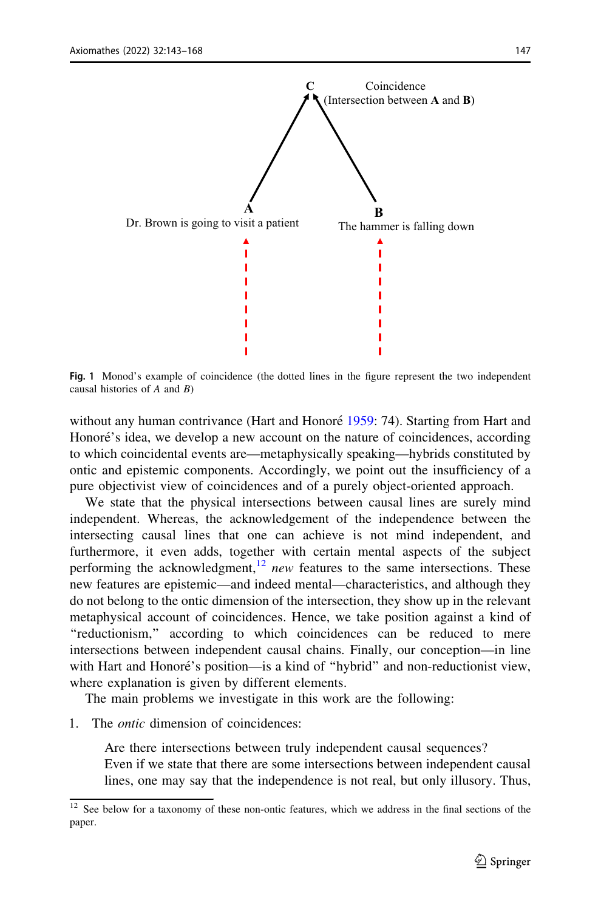Fig. 1 Monod's example of coincidence (the dotted lines in the figure represent the two independent causal histories of *A* and *B*)

without any human contrivance (Hart and Honoré 1959: 74). Starting from Hart and Honoré's idea, we develop a new account on the nature of coincidences, according to which coincidental events are—metaphysically speaking—hybrids constituted by ontic and epistemic components. Accordingly, we point out the insufficiency of a pure objectivist view of coincidences and of a purely object-oriented approach.

We state that the physical intersections between causal lines are surely mind independent. Whereas, the acknowledgement of the independence between the intersecting causal lines that one can achieve is not mind independent, and furthermore, it even adds, together with certain mental aspects of the subject performing the acknowledgment,[12] *new* features to the same intersections. These new features are epistemic—and indeed mental—characteristics, and although they do not belong to the ontic dimension of the intersection, they show up in the relevant metaphysical account of coincidences. Hence, we take position against a kind of "reductionism," according to which coincidences can be reduced to mere intersections between independent causal chains. Finally, our conception—in line with Hart and Honoré's position—is a kind of "hybrid" and non-reductionist view, where explanation is given by different elements.

The main problems we investigate in this work are the following:

1. The *ontic* dimension of coincidences:

   Are there intersections between truly independent causal sequences?
   Even if we state that there are some intersections between independent causal lines, one may say that the independence is not real, but only illusory. Thus,

[12] See below for a taxonomy of these non-ontic features, which we address in the final sections of the paper.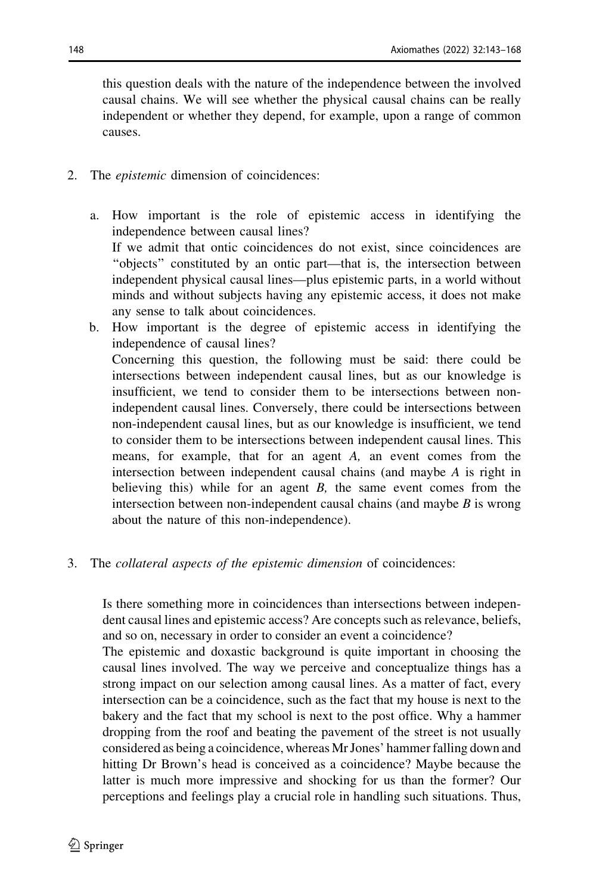this question deals with the nature of the independence between the involved causal chains. We will see whether the physical causal chains can be really independent or whether they depend, for example, upon a range of common causes.

2. The *epistemic* dimension of coincidences:

   a. How important is the role of epistemic access in identifying the independence between causal lines?
      If we admit that ontic coincidences do not exist, since coincidences are "objects" constituted by an ontic part—that is, the intersection between independent physical causal lines—plus epistemic parts, in a world without minds and without subjects having any epistemic access, it does not make any sense to talk about coincidences.

   b. How important is the degree of epistemic access in identifying the independence of causal lines?
      Concerning this question, the following must be said: there could be intersections between independent causal lines, but as our knowledge is insufficient, we tend to consider them to be intersections between non-independent causal lines. Conversely, there could be intersections between non-independent causal lines, but as our knowledge is insufficient, we tend to consider them to be intersections between independent causal lines. This means, for example, that for an agent *A*, an event comes from the intersection between independent causal chains (and maybe *A* is right in believing this) while for an agent *B*, the same event comes from the intersection between non-independent causal chains (and maybe *B* is wrong about the nature of this non-independence).

3. The *collateral aspects of the epistemic dimension* of coincidences:

   Is there something more in coincidences than intersections between independent causal lines and epistemic access? Are concepts such as relevance, beliefs, and so on, necessary in order to consider an event a coincidence?
   The epistemic and doxastic background is quite important in choosing the causal lines involved. The way we perceive and conceptualize things has a strong impact on our selection among causal lines. As a matter of fact, every intersection can be a coincidence, such as the fact that my house is next to the bakery and the fact that my school is next to the post office. Why a hammer dropping from the roof and beating the pavement of the street is not usually considered as being a coincidence, whereas Mr Jones' hammer falling down and hitting Dr Brown's head is conceived as a coincidence? Maybe because the latter is much more impressive and shocking for us than the former? Our perceptions and feelings play a crucial role in handling such situations. Thus,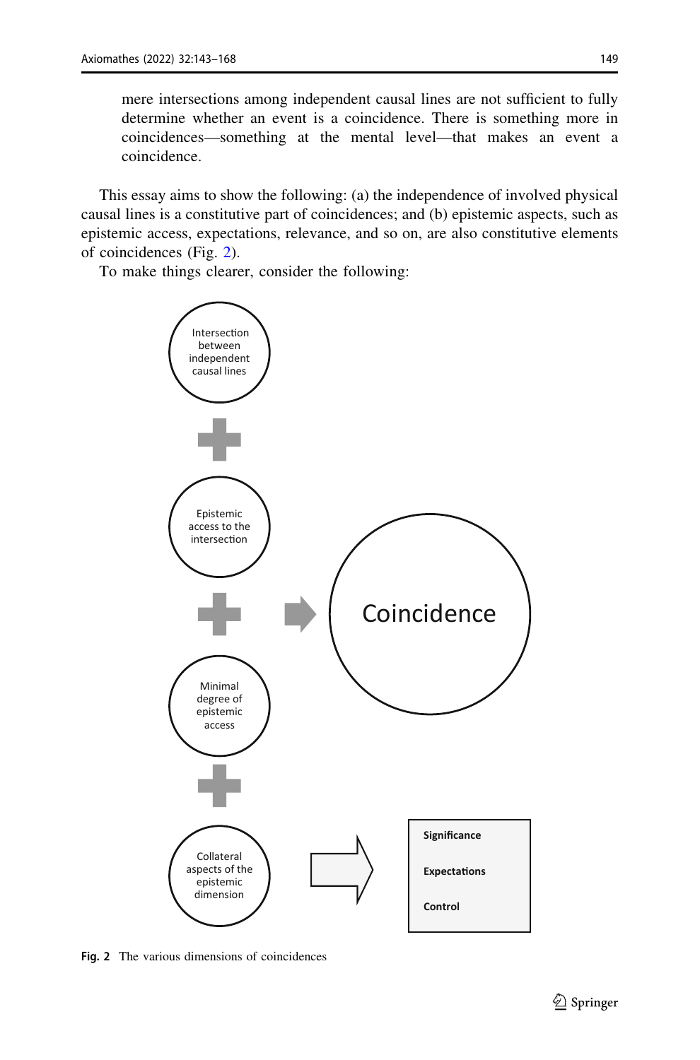mere intersections among independent causal lines are not sufficient to fully determine whether an event is a coincidence. There is something more in coincidences—something at the mental level—that makes an event a coincidence.

This essay aims to show the following: (a) the independence of involved physical causal lines is a constitutive part of coincidences; and (b) epistemic aspects, such as epistemic access, expectations, relevance, and so on, are also constitutive elements of coincidences (Fig. 2).

To make things clearer, consider the following:

Intersection between independent causal lines

+

Epistemic access to the intersection

+

Minimal degree of epistemic access

+

Collateral aspects of the epistemic dimension → **Significance**, **Expectations**, **Control**

→ Coincidence

**Fig. 2** The various dimensions of coincidences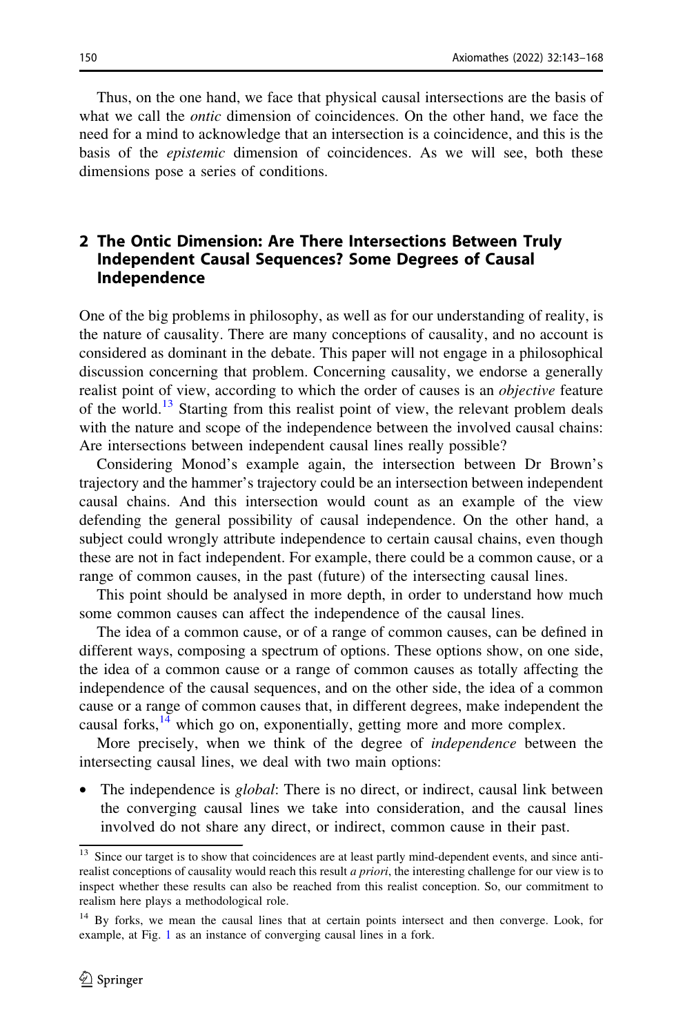Thus, on the one hand, we face that physical causal intersections are the basis of what we call the *ontic* dimension of coincidences. On the other hand, we face the need for a mind to acknowledge that an intersection is a coincidence, and this is the basis of the *epistemic* dimension of coincidences. As we will see, both these dimensions pose a series of conditions.

## 2 The Ontic Dimension: Are There Intersections Between Truly Independent Causal Sequences? Some Degrees of Causal Independence

One of the big problems in philosophy, as well as for our understanding of reality, is the nature of causality. There are many conceptions of causality, and no account is considered as dominant in the debate. This paper will not engage in a philosophical discussion concerning that problem. Concerning causality, we endorse a generally realist point of view, according to which the order of causes is an *objective* feature of the world.[13] Starting from this realist point of view, the relevant problem deals with the nature and scope of the independence between the involved causal chains: Are intersections between independent causal lines really possible?

Considering Monod's example again, the intersection between Dr Brown's trajectory and the hammer's trajectory could be an intersection between independent causal chains. And this intersection would count as an example of the view defending the general possibility of causal independence. On the other hand, a subject could wrongly attribute independence to certain causal chains, even though these are not in fact independent. For example, there could be a common cause, or a range of common causes, in the past (future) of the intersecting causal lines.

This point should be analysed in more depth, in order to understand how much some common causes can affect the independence of the causal lines.

The idea of a common cause, or of a range of common causes, can be defined in different ways, composing a spectrum of options. These options show, on one side, the idea of a common cause or a range of common causes as totally affecting the independence of the causal sequences, and on the other side, the idea of a common cause or a range of common causes that, in different degrees, make independent the causal forks,[14] which go on, exponentially, getting more and more complex.

More precisely, when we think of the degree of *independence* between the intersecting causal lines, we deal with two main options:

- The independence is *global*: There is no direct, or indirect, causal link between the converging causal lines we take into consideration, and the causal lines involved do not share any direct, or indirect, common cause in their past.

---

[13] Since our target is to show that coincidences are at least partly mind-dependent events, and since anti-realist conceptions of causality would reach this result *a priori*, the interesting challenge for our view is to inspect whether these results can also be reached from this realist conception. So, our commitment to realism here plays a methodological role.

[14] By forks, we mean the causal lines that at certain points intersect and then converge. Look, for example, at Fig. 1 as an instance of converging causal lines in a fork.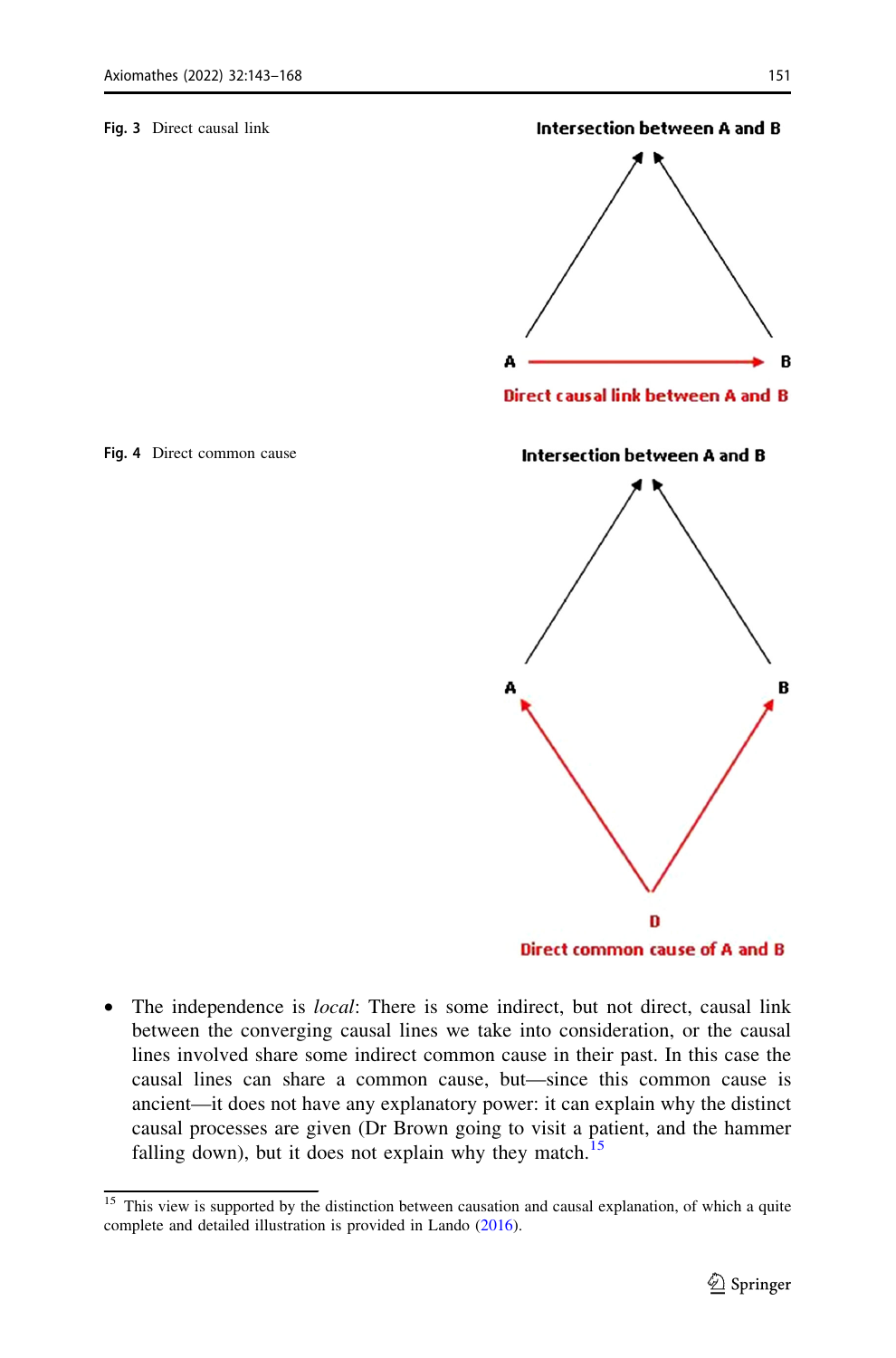**Fig. 3** Direct causal link

Intersection between A and B

A → B

Direct causal link between A and B

**Fig. 4** Direct common cause

Intersection between A and B

A B

D

Direct common cause of A and B

- The independence is *local*: There is some indirect, but not direct, causal link between the converging causal lines we take into consideration, or the causal lines involved share some indirect common cause in their past. In this case the causal lines can share a common cause, but—since this common cause is ancient—it does not have any explanatory power: it can explain why the distinct causal processes are given (Dr Brown going to visit a patient, and the hammer falling down), but it does not explain why they match.[15]

[15] This view is supported by the distinction between causation and causal explanation, of which a quite complete and detailed illustration is provided in Lando (2016).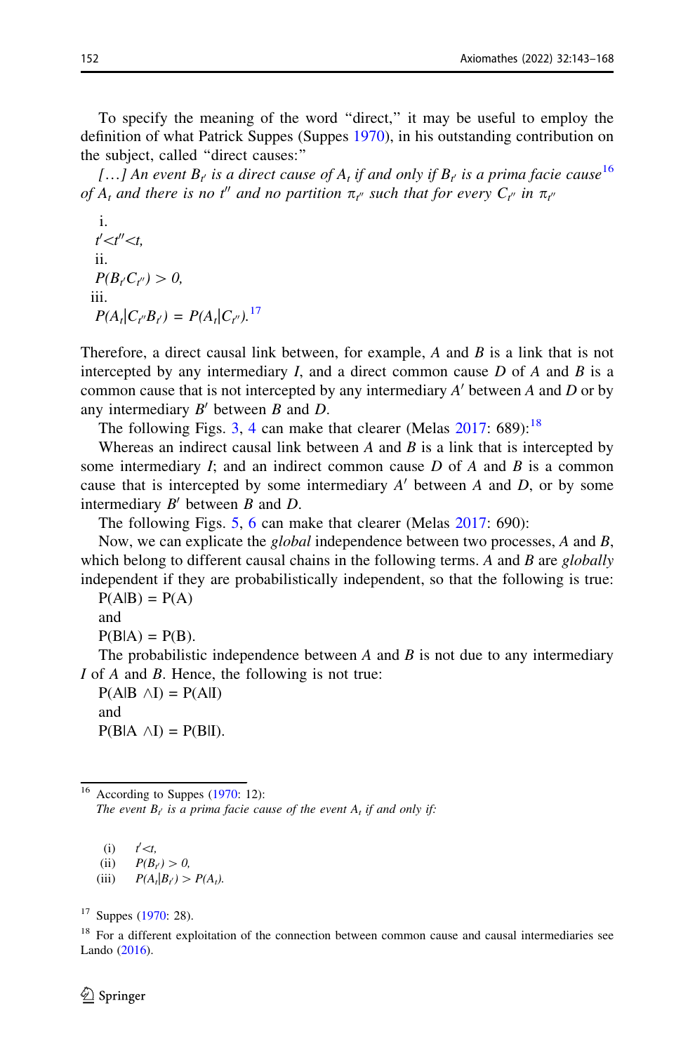To specify the meaning of the word "direct," it may be useful to employ the definition of what Patrick Suppes (Suppes 1970), in his outstanding contribution on the subject, called "direct causes:"

*[…] An event $B_{t'}$ is a direct cause of $A_t$ if and only if $B_{t'}$ is a prima facie cause*[16] *of $A_t$ and there is no $t''$ and no partition $\pi_{t''}$ such that for every $C_{t''}$ in $\pi_{t''}$*

i. $t' < t'' < t$,

ii. $P(B_{t'}C_{t''}) > 0$,

iii. $P(A_t|C_{t''}B_{t'}) = P(A_t|C_{t''})$.[17]

Therefore, a direct causal link between, for example, *A* and *B* is a link that is not intercepted by any intermediary *I*, and a direct common cause *D* of *A* and *B* is a common cause that is not intercepted by any intermediary *A′* between *A* and *D* or by any intermediary *B′* between *B* and *D*.

The following Figs. 3, 4 can make that clearer (Melas 2017: 689):[18]

Whereas an indirect causal link between *A* and *B* is a link that is intercepted by some intermediary *I*; and an indirect common cause *D* of *A* and *B* is a common cause that is intercepted by some intermediary *A′* between *A* and *D*, or by some intermediary *B′* between *B* and *D*.

The following Figs. 5, 6 can make that clearer (Melas 2017: 690):

Now, we can explicate the *global* independence between two processes, *A* and *B*, which belong to different causal chains in the following terms. *A* and *B* are *globally* independent if they are probabilistically independent, so that the following is true:

P(A|B) = P(A)

and

P(B|A) = P(B).

The probabilistic independence between *A* and *B* is not due to any intermediary *I* of *A* and *B*. Hence, the following is not true:

P(A|B ∧I) = P(A|I)

and

P(B|A ∧I) = P(B|I).

---

[16] According to Suppes (1970: 12):
*The event $B_{t'}$ is a prima facie cause of the event $A_t$ if and only if:*

(i) $t' < t$,
(ii) $P(B_{t'}) > 0$,
(iii) $P(A_t|B_{t'}) > P(A_t)$.

[17] Suppes (1970: 28).

[18] For a different exploitation of the connection between common cause and causal intermediaries see Lando (2016).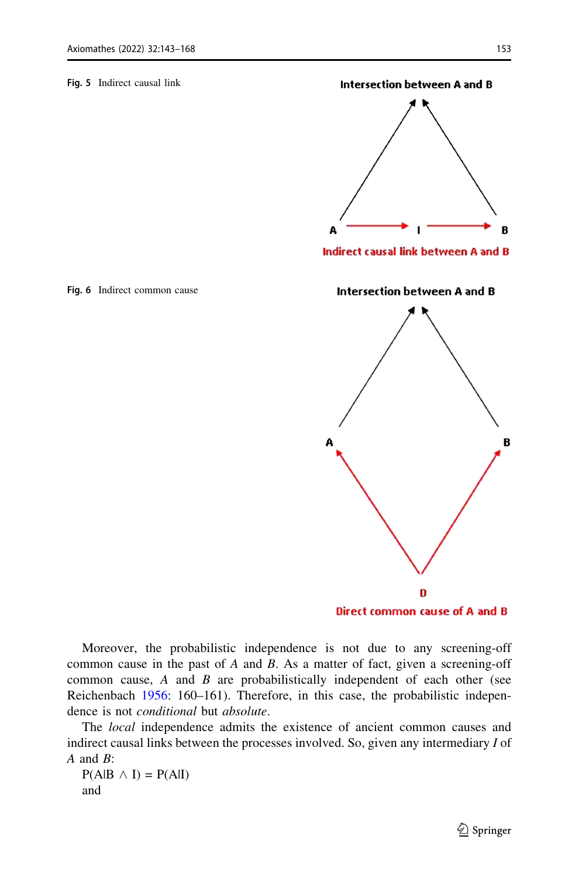**Fig. 5** Indirect causal link

**Fig. 6** Indirect common cause

Moreover, the probabilistic independence is not due to any screening-off common cause in the past of *A* and *B*. As a matter of fact, given a screening-off common cause, *A* and *B* are probabilistically independent of each other (see Reichenbach 1956: 160–161). Therefore, in this case, the probabilistic independence is not *conditional* but *absolute*.

The *local* independence admits the existence of ancient common causes and indirect causal links between the processes involved. So, given any intermediary *I* of *A* and *B*:

$P(A|B \wedge I) = P(A|I)$

and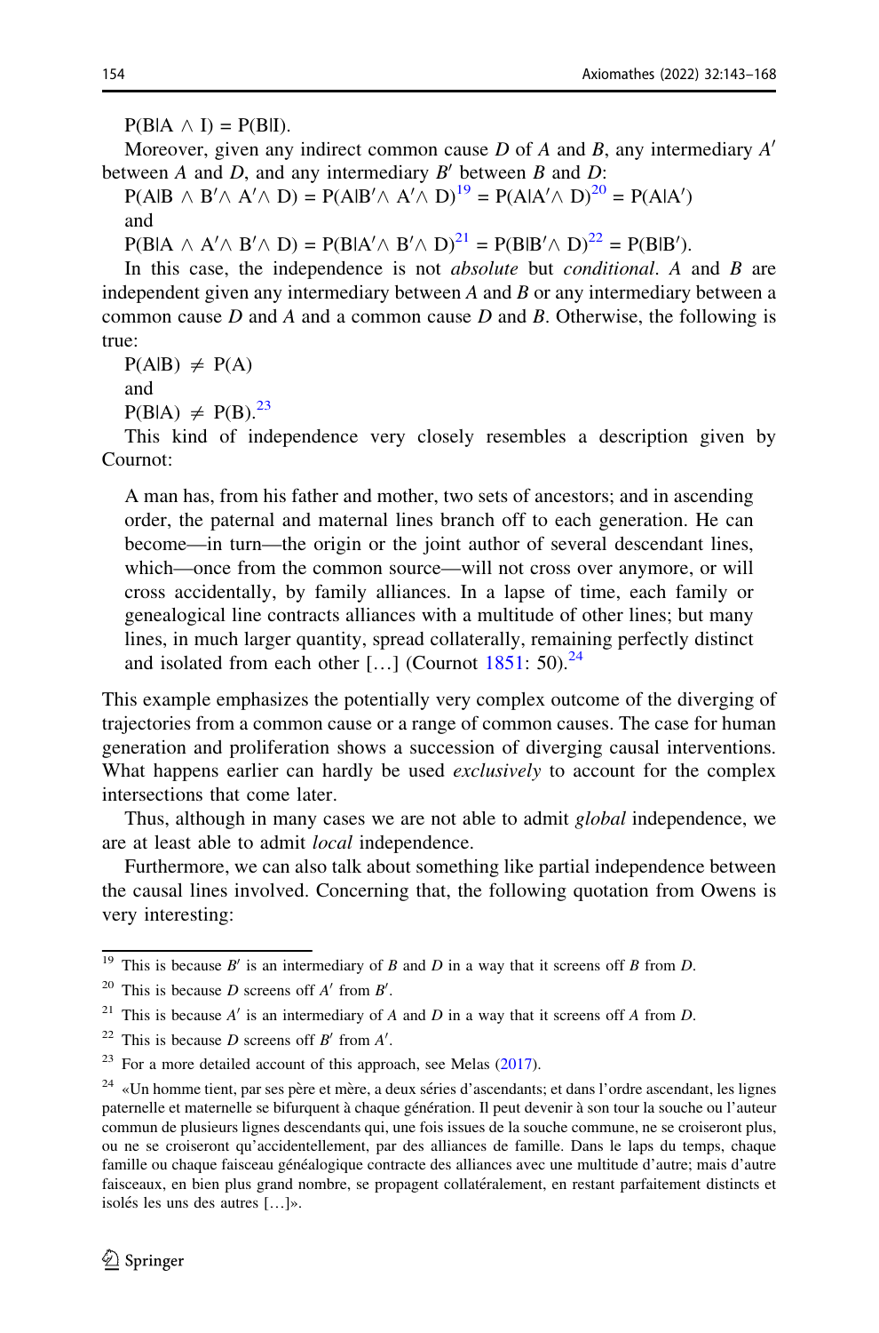$P(B|A \wedge I) = P(B|I)$.

Moreover, given any indirect common cause *D* of *A* and *B*, any intermediary *A′* between *A* and *D*, and any intermediary *B′* between *B* and *D*:

$P(A|B \wedge B' \wedge A' \wedge D) = P(A|B' \wedge A' \wedge D)$[19] $= P(A|A' \wedge D)$[20] $= P(A|A')$

and

$P(B|A \wedge A' \wedge B' \wedge D) = P(B|A' \wedge B' \wedge D)$[21] $= P(B|B' \wedge D)$[22] $= P(B|B')$.

In this case, the independence is not *absolute* but *conditional*. *A* and *B* are independent given any intermediary between *A* and *B* or any intermediary between a common cause *D* and *A* and a common cause *D* and *B*. Otherwise, the following is true:

$P(A|B) \neq P(A)$

and

$P(B|A) \neq P(B)$.[23]

This kind of independence very closely resembles a description given by Cournot:

> A man has, from his father and mother, two sets of ancestors; and in ascending order, the paternal and maternal lines branch off to each generation. He can become—in turn—the origin or the joint author of several descendant lines, which—once from the common source—will not cross over anymore, or will cross accidentally, by family alliances. In a lapse of time, each family or genealogical line contracts alliances with a multitude of other lines; but many lines, in much larger quantity, spread collaterally, remaining perfectly distinct and isolated from each other […] (Cournot 1851: 50).[24]

This example emphasizes the potentially very complex outcome of the diverging of trajectories from a common cause or a range of common causes. The case for human generation and proliferation shows a succession of diverging causal interventions. What happens earlier can hardly be used *exclusively* to account for the complex intersections that come later.

Thus, although in many cases we are not able to admit *global* independence, we are at least able to admit *local* independence.

Furthermore, we can also talk about something like partial independence between the causal lines involved. Concerning that, the following quotation from Owens is very interesting:

---

[19] This is because *B′* is an intermediary of *B* and *D* in a way that it screens off *B* from *D*.

[20] This is because *D* screens off *A′* from *B′*.

[21] This is because *A′* is an intermediary of *A* and *D* in a way that it screens off *A* from *D*.

[22] This is because *D* screens off *B′* from *A′*.

[23] For a more detailed account of this approach, see Melas (2017).

[24] «Un homme tient, par ses père et mère, a deux séries d'ascendants; et dans l'ordre ascendant, les lignes paternelle et maternelle se bifurquent à chaque génération. Il peut devenir à son tour la souche ou l'auteur commun de plusieurs lignes descendants qui, une fois issues de la souche commune, ne se croiseront plus, ou ne se croiseront qu'accidentellement, par des alliances de famille. Dans le laps du temps, chaque famille ou chaque faisceau généalogique contracte des alliances avec une multitude d'autre; mais d'autre faisceaux, en bien plus grand nombre, se propagent collatéralement, en restant parfaitement distincts et isolés les uns des autres […]».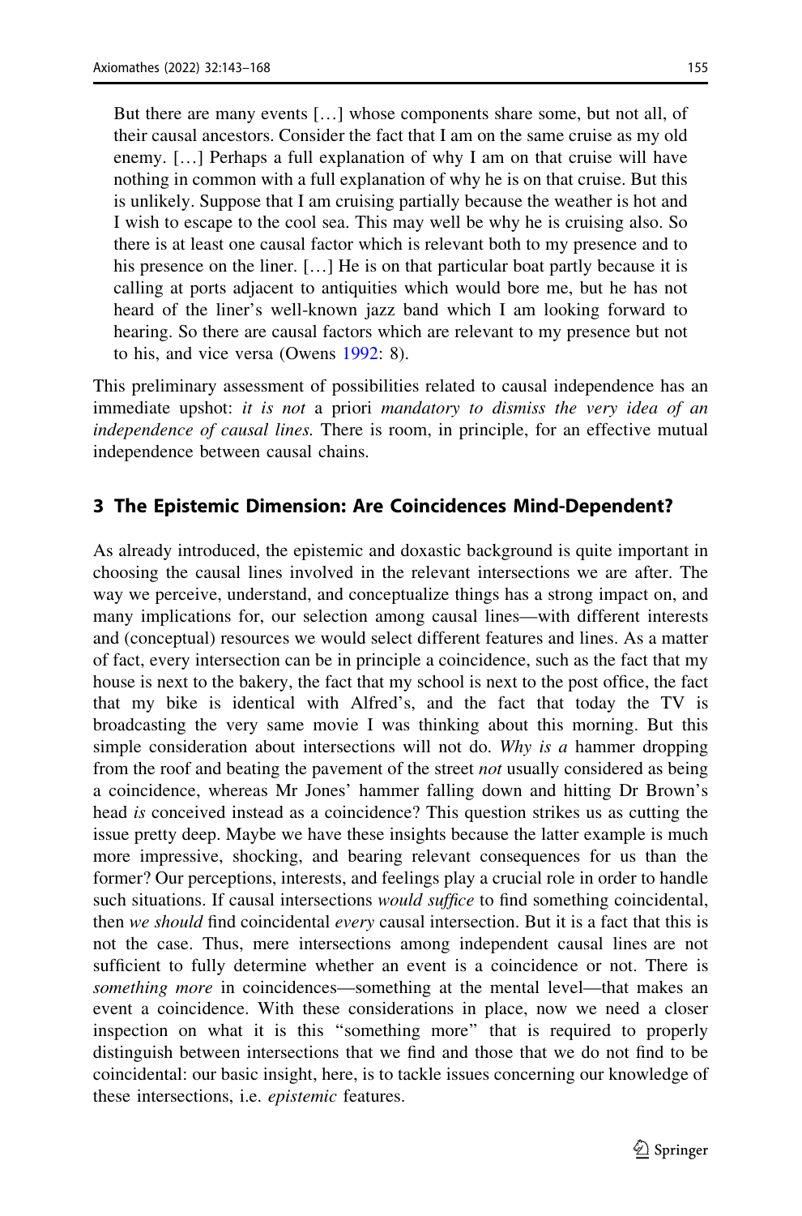> But there are many events […] whose components share some, but not all, of their causal ancestors. Consider the fact that I am on the same cruise as my old enemy. […] Perhaps a full explanation of why I am on that cruise will have nothing in common with a full explanation of why he is on that cruise. But this is unlikely. Suppose that I am cruising partially because the weather is hot and I wish to escape to the cool sea. This may well be why he is cruising also. So there is at least one causal factor which is relevant both to my presence and to his presence on the liner. […] He is on that particular boat partly because it is calling at ports adjacent to antiquities which would bore me, but he has not heard of the liner's well-known jazz band which I am looking forward to hearing. So there are causal factors which are relevant to my presence but not to his, and vice versa (Owens 1992: 8).

This preliminary assessment of possibilities related to causal independence has an immediate upshot: *it is not* a priori *mandatory to dismiss the very idea of an independence of causal lines.* There is room, in principle, for an effective mutual independence between causal chains.

## 3 The Epistemic Dimension: Are Coincidences Mind-Dependent?

As already introduced, the epistemic and doxastic background is quite important in choosing the causal lines involved in the relevant intersections we are after. The way we perceive, understand, and conceptualize things has a strong impact on, and many implications for, our selection among causal lines—with different interests and (conceptual) resources we would select different features and lines. As a matter of fact, every intersection can be in principle a coincidence, such as the fact that my house is next to the bakery, the fact that my school is next to the post office, the fact that my bike is identical with Alfred's, and the fact that today the TV is broadcasting the very same movie I was thinking about this morning. But this simple consideration about intersections will not do. *Why is a* hammer dropping from the roof and beating the pavement of the street *not* usually considered as being a coincidence, whereas Mr Jones' hammer falling down and hitting Dr Brown's head *is* conceived instead as a coincidence? This question strikes us as cutting the issue pretty deep. Maybe we have these insights because the latter example is much more impressive, shocking, and bearing relevant consequences for us than the former? Our perceptions, interests, and feelings play a crucial role in order to handle such situations. If causal intersections *would suffice* to find something coincidental, then *we should* find coincidental *every* causal intersection. But it is a fact that this is not the case. Thus, mere intersections among independent causal lines are not sufficient to fully determine whether an event is a coincidence or not. There is *something more* in coincidences—something at the mental level—that makes an event a coincidence. With these considerations in place, now we need a closer inspection on what it is this "something more" that is required to properly distinguish between intersections that we find and those that we do not find to be coincidental: our basic insight, here, is to tackle issues concerning our knowledge of these intersections, i.e. *epistemic* features.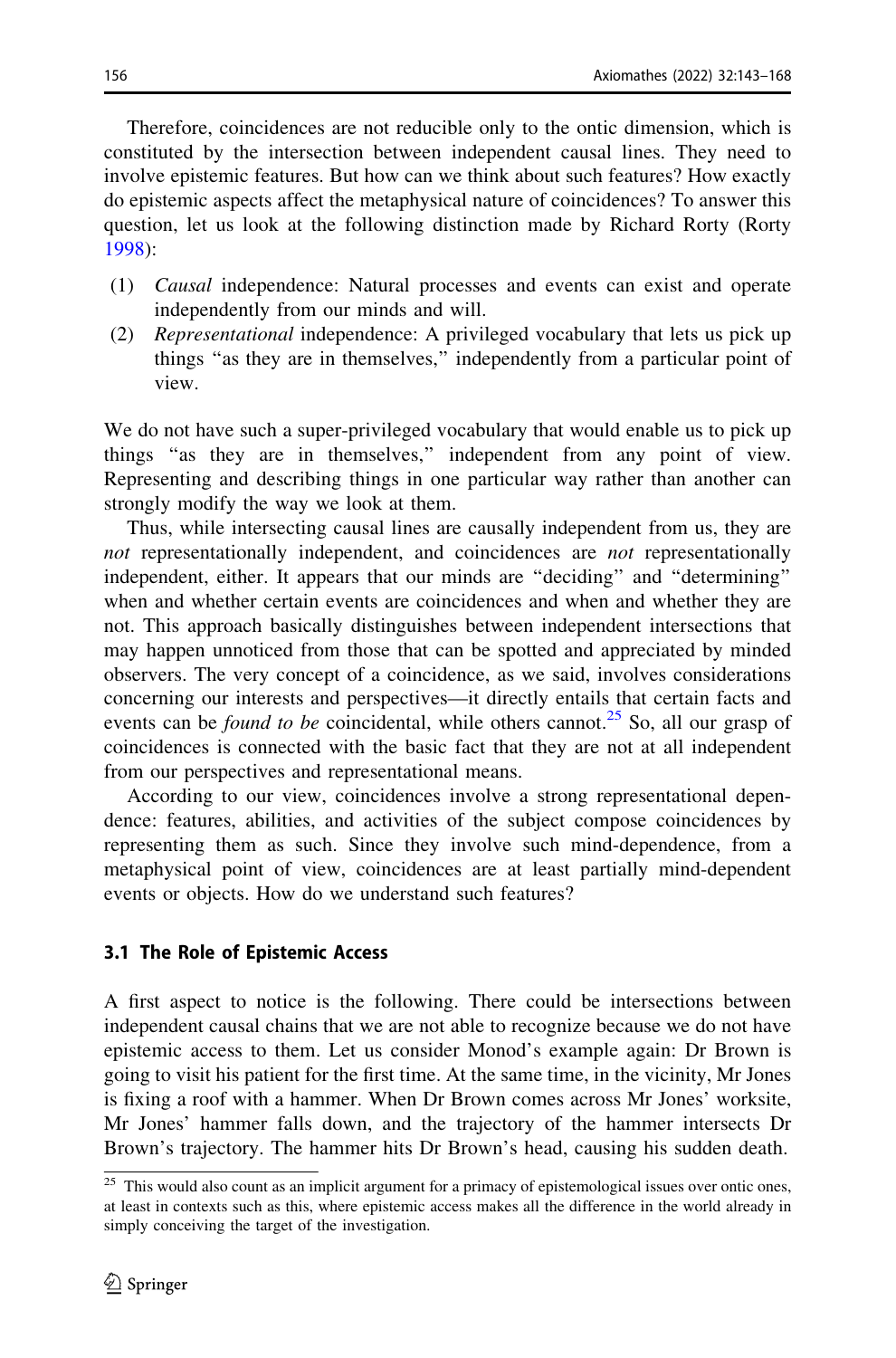Therefore, coincidences are not reducible only to the ontic dimension, which is constituted by the intersection between independent causal lines. They need to involve epistemic features. But how can we think about such features? How exactly do epistemic aspects affect the metaphysical nature of coincidences? To answer this question, let us look at the following distinction made by Richard Rorty (Rorty 1998):

(1) *Causal* independence: Natural processes and events can exist and operate independently from our minds and will.
(2) *Representational* independence: A privileged vocabulary that lets us pick up things "as they are in themselves," independently from a particular point of view.

We do not have such a super-privileged vocabulary that would enable us to pick up things "as they are in themselves," independent from any point of view. Representing and describing things in one particular way rather than another can strongly modify the way we look at them.

Thus, while intersecting causal lines are causally independent from us, they are *not* representationally independent, and coincidences are *not* representationally independent, either. It appears that our minds are "deciding" and "determining" when and whether certain events are coincidences and when and whether they are not. This approach basically distinguishes between independent intersections that may happen unnoticed from those that can be spotted and appreciated by minded observers. The very concept of a coincidence, as we said, involves considerations concerning our interests and perspectives—it directly entails that certain facts and events can be *found to be* coincidental, while others cannot.[25] So, all our grasp of coincidences is connected with the basic fact that they are not at all independent from our perspectives and representational means.

According to our view, coincidences involve a strong representational dependence: features, abilities, and activities of the subject compose coincidences by representing them as such. Since they involve such mind-dependence, from a metaphysical point of view, coincidences are at least partially mind-dependent events or objects. How do we understand such features?

### 3.1 The Role of Epistemic Access

A first aspect to notice is the following. There could be intersections between independent causal chains that we are not able to recognize because we do not have epistemic access to them. Let us consider Monod's example again: Dr Brown is going to visit his patient for the first time. At the same time, in the vicinity, Mr Jones is fixing a roof with a hammer. When Dr Brown comes across Mr Jones' worksite, Mr Jones' hammer falls down, and the trajectory of the hammer intersects Dr Brown's trajectory. The hammer hits Dr Brown's head, causing his sudden death.

[25] This would also count as an implicit argument for a primacy of epistemological issues over ontic ones, at least in contexts such as this, where epistemic access makes all the difference in the world already in simply conceiving the target of the investigation.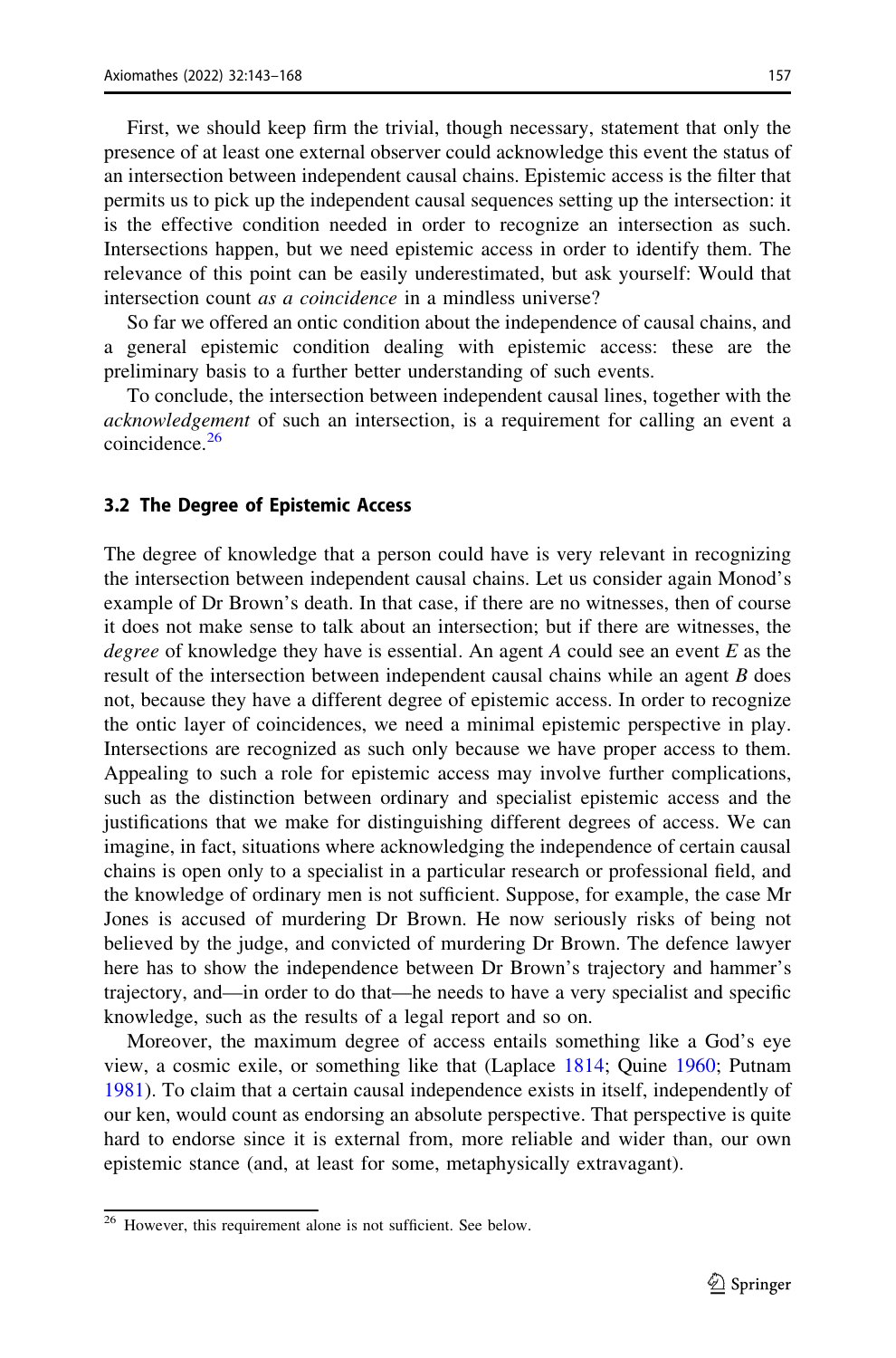First, we should keep firm the trivial, though necessary, statement that only the presence of at least one external observer could acknowledge this event the status of an intersection between independent causal chains. Epistemic access is the filter that permits us to pick up the independent causal sequences setting up the intersection: it is the effective condition needed in order to recognize an intersection as such. Intersections happen, but we need epistemic access in order to identify them. The relevance of this point can be easily underestimated, but ask yourself: Would that intersection count *as a coincidence* in a mindless universe?

So far we offered an ontic condition about the independence of causal chains, and a general epistemic condition dealing with epistemic access: these are the preliminary basis to a further better understanding of such events.

To conclude, the intersection between independent causal lines, together with the *acknowledgement* of such an intersection, is a requirement for calling an event a coincidence.[26]

### 3.2 The Degree of Epistemic Access

The degree of knowledge that a person could have is very relevant in recognizing the intersection between independent causal chains. Let us consider again Monod's example of Dr Brown's death. In that case, if there are no witnesses, then of course it does not make sense to talk about an intersection; but if there are witnesses, the *degree* of knowledge they have is essential. An agent $A$ could see an event $E$ as the result of the intersection between independent causal chains while an agent $B$ does not, because they have a different degree of epistemic access. In order to recognize the ontic layer of coincidences, we need a minimal epistemic perspective in play. Intersections are recognized as such only because we have proper access to them. Appealing to such a role for epistemic access may involve further complications, such as the distinction between ordinary and specialist epistemic access and the justifications that we make for distinguishing different degrees of access. We can imagine, in fact, situations where acknowledging the independence of certain causal chains is open only to a specialist in a particular research or professional field, and the knowledge of ordinary men is not sufficient. Suppose, for example, the case Mr Jones is accused of murdering Dr Brown. He now seriously risks of being not believed by the judge, and convicted of murdering Dr Brown. The defence lawyer here has to show the independence between Dr Brown's trajectory and hammer's trajectory, and—in order to do that—he needs to have a very specialist and specific knowledge, such as the results of a legal report and so on.

Moreover, the maximum degree of access entails something like a God's eye view, a cosmic exile, or something like that (Laplace 1814; Quine 1960; Putnam 1981). To claim that a certain causal independence exists in itself, independently of our ken, would count as endorsing an absolute perspective. That perspective is quite hard to endorse since it is external from, more reliable and wider than, our own epistemic stance (and, at least for some, metaphysically extravagant).

---

[26] However, this requirement alone is not sufficient. See below.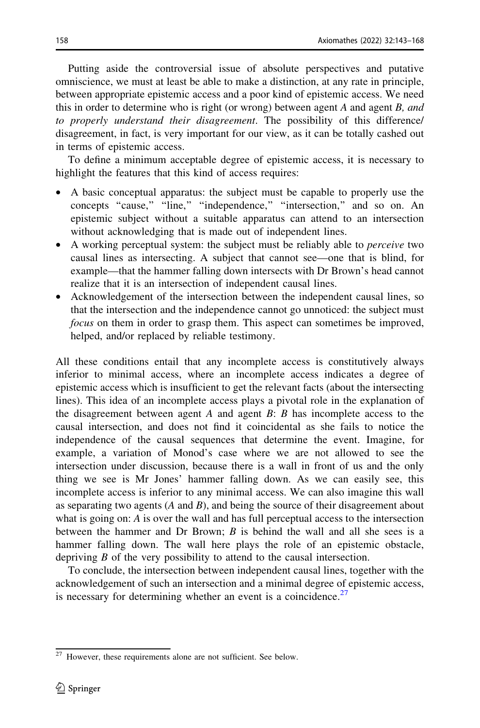Putting aside the controversial issue of absolute perspectives and putative omniscience, we must at least be able to make a distinction, at any rate in principle, between appropriate epistemic access and a poor kind of epistemic access. We need this in order to determine who is right (or wrong) between agent *A* and agent *B, and to properly understand their disagreement*. The possibility of this difference/disagreement, in fact, is very important for our view, as it can be totally cashed out in terms of epistemic access.

To define a minimum acceptable degree of epistemic access, it is necessary to highlight the features that this kind of access requires:

- A basic conceptual apparatus: the subject must be capable to properly use the concepts "cause," "line," "independence," "intersection," and so on. An epistemic subject without a suitable apparatus can attend to an intersection without acknowledging that is made out of independent lines.
- A working perceptual system: the subject must be reliably able to *perceive* two causal lines as intersecting. A subject that cannot see—one that is blind, for example—that the hammer falling down intersects with Dr Brown's head cannot realize that it is an intersection of independent causal lines.
- Acknowledgement of the intersection between the independent causal lines, so that the intersection and the independence cannot go unnoticed: the subject must *focus* on them in order to grasp them. This aspect can sometimes be improved, helped, and/or replaced by reliable testimony.

All these conditions entail that any incomplete access is constitutively always inferior to minimal access, where an incomplete access indicates a degree of epistemic access which is insufficient to get the relevant facts (about the intersecting lines). This idea of an incomplete access plays a pivotal role in the explanation of the disagreement between agent *A* and agent *B*: *B* has incomplete access to the causal intersection, and does not find it coincidental as she fails to notice the independence of the causal sequences that determine the event. Imagine, for example, a variation of Monod's case where we are not allowed to see the intersection under discussion, because there is a wall in front of us and the only thing we see is Mr Jones' hammer falling down. As we can easily see, this incomplete access is inferior to any minimal access. We can also imagine this wall as separating two agents (*A* and *B*), and being the source of their disagreement about what is going on: *A* is over the wall and has full perceptual access to the intersection between the hammer and Dr Brown; *B* is behind the wall and all she sees is a hammer falling down. The wall here plays the role of an epistemic obstacle, depriving *B* of the very possibility to attend to the causal intersection.

To conclude, the intersection between independent causal lines, together with the acknowledgement of such an intersection and a minimal degree of epistemic access, is necessary for determining whether an event is a coincidence.[27]

---

[27] However, these requirements alone are not sufficient. See below.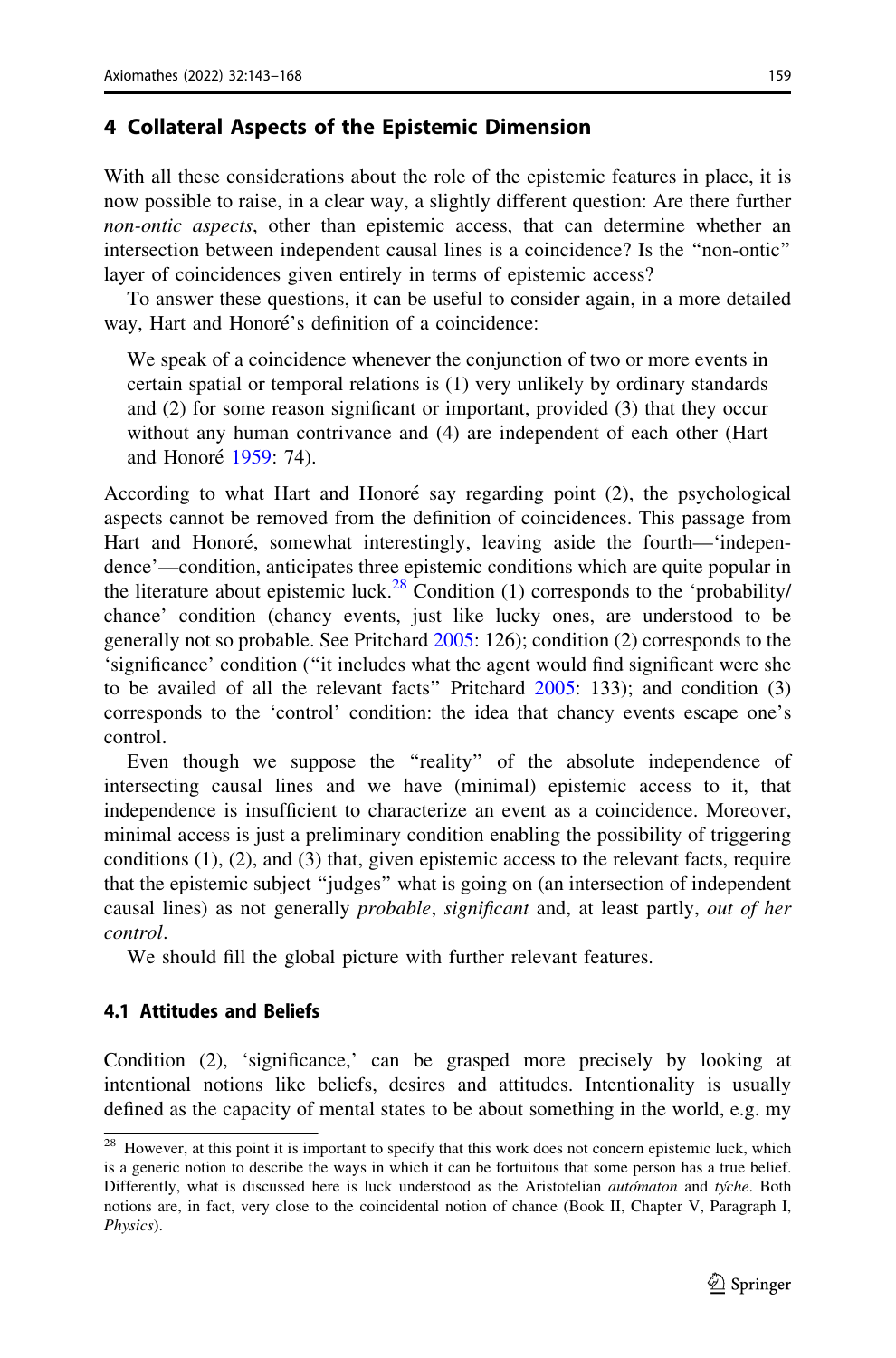## 4 Collateral Aspects of the Epistemic Dimension

With all these considerations about the role of the epistemic features in place, it is now possible to raise, in a clear way, a slightly different question: Are there further *non-ontic aspects*, other than epistemic access, that can determine whether an intersection between independent causal lines is a coincidence? Is the "non-ontic" layer of coincidences given entirely in terms of epistemic access?

To answer these questions, it can be useful to consider again, in a more detailed way, Hart and Honoré's definition of a coincidence:

> We speak of a coincidence whenever the conjunction of two or more events in certain spatial or temporal relations is (1) very unlikely by ordinary standards and (2) for some reason significant or important, provided (3) that they occur without any human contrivance and (4) are independent of each other (Hart and Honoré 1959: 74).

According to what Hart and Honoré say regarding point (2), the psychological aspects cannot be removed from the definition of coincidences. This passage from Hart and Honoré, somewhat interestingly, leaving aside the fourth—'independence'—condition, anticipates three epistemic conditions which are quite popular in the literature about epistemic luck.[28] Condition (1) corresponds to the 'probability/chance' condition (chancy events, just like lucky ones, are understood to be generally not so probable. See Pritchard 2005: 126); condition (2) corresponds to the 'significance' condition ("it includes what the agent would find significant were she to be availed of all the relevant facts" Pritchard 2005: 133); and condition (3) corresponds to the 'control' condition: the idea that chancy events escape one's control.

Even though we suppose the "reality" of the absolute independence of intersecting causal lines and we have (minimal) epistemic access to it, that independence is insufficient to characterize an event as a coincidence. Moreover, minimal access is just a preliminary condition enabling the possibility of triggering conditions (1), (2), and (3) that, given epistemic access to the relevant facts, require that the epistemic subject "judges" what is going on (an intersection of independent causal lines) as not generally *probable*, *significant* and, at least partly, *out of her control*.

We should fill the global picture with further relevant features.

### 4.1 Attitudes and Beliefs

Condition (2), 'significance,' can be grasped more precisely by looking at intentional notions like beliefs, desires and attitudes. Intentionality is usually defined as the capacity of mental states to be about something in the world, e.g. my

[28] However, at this point it is important to specify that this work does not concern epistemic luck, which is a generic notion to describe the ways in which it can be fortuitous that some person has a true belief. Differently, what is discussed here is luck understood as the Aristotelian *autómaton* and *týche*. Both notions are, in fact, very close to the coincidental notion of chance (Book II, Chapter V, Paragraph I, *Physics*).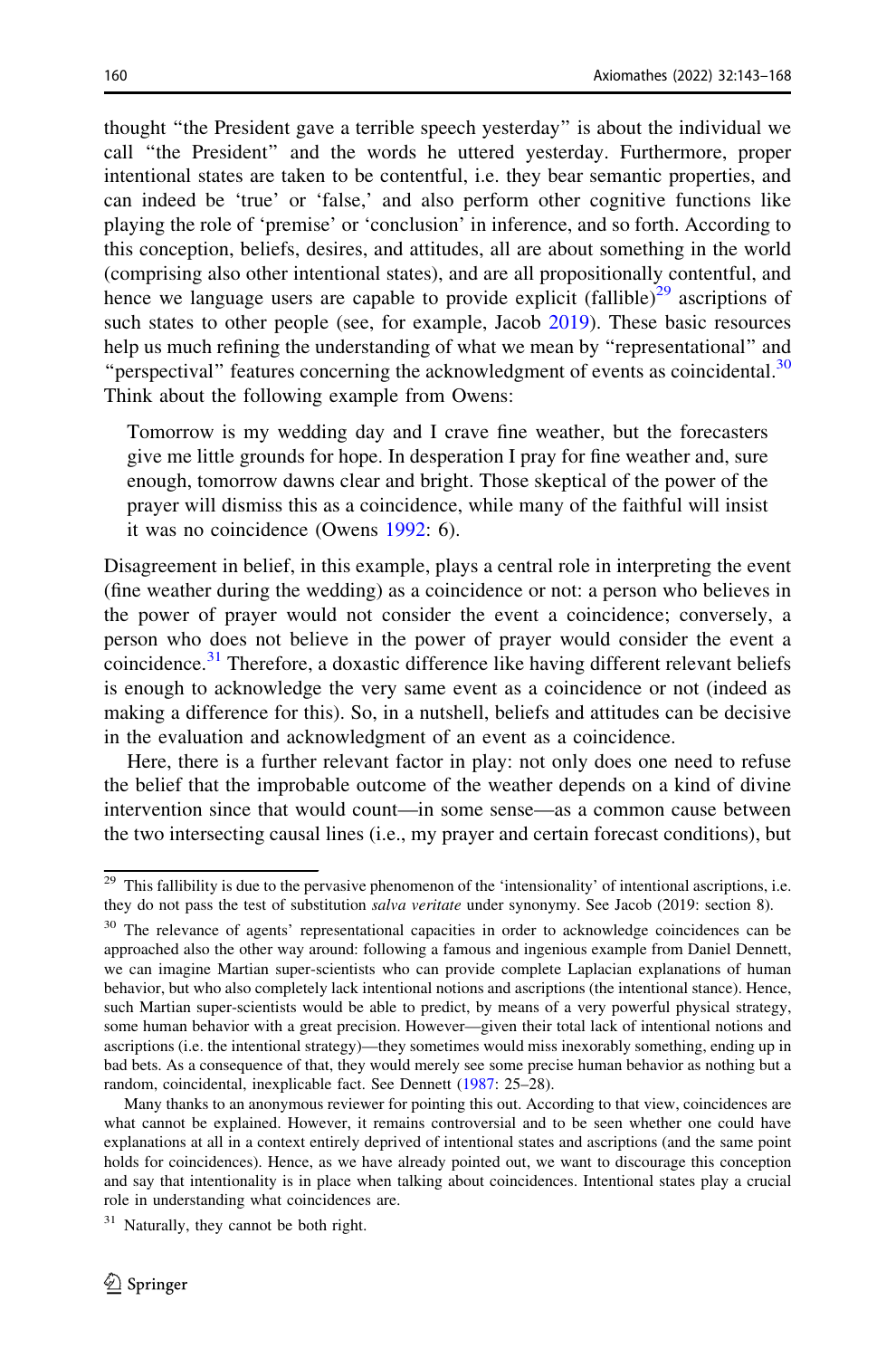thought "the President gave a terrible speech yesterday" is about the individual we call "the President" and the words he uttered yesterday. Furthermore, proper intentional states are taken to be contentful, i.e. they bear semantic properties, and can indeed be 'true' or 'false,' and also perform other cognitive functions like playing the role of 'premise' or 'conclusion' in inference, and so forth. According to this conception, beliefs, desires, and attitudes, all are about something in the world (comprising also other intentional states), and are all propositionally contentful, and hence we language users are capable to provide explicit (fallible)[29] ascriptions of such states to other people (see, for example, Jacob 2019). These basic resources help us much refining the understanding of what we mean by "representational" and "perspectival" features concerning the acknowledgment of events as coincidental.[30] Think about the following example from Owens:

> Tomorrow is my wedding day and I crave fine weather, but the forecasters give me little grounds for hope. In desperation I pray for fine weather and, sure enough, tomorrow dawns clear and bright. Those skeptical of the power of the prayer will dismiss this as a coincidence, while many of the faithful will insist it was no coincidence (Owens 1992: 6).

Disagreement in belief, in this example, plays a central role in interpreting the event (fine weather during the wedding) as a coincidence or not: a person who believes in the power of prayer would not consider the event a coincidence; conversely, a person who does not believe in the power of prayer would consider the event a coincidence.[31] Therefore, a doxastic difference like having different relevant beliefs is enough to acknowledge the very same event as a coincidence or not (indeed as making a difference for this). So, in a nutshell, beliefs and attitudes can be decisive in the evaluation and acknowledgment of an event as a coincidence.

Here, there is a further relevant factor in play: not only does one need to refuse the belief that the improbable outcome of the weather depends on a kind of divine intervention since that would count—in some sense—as a common cause between the two intersecting causal lines (i.e., my prayer and certain forecast conditions), but

---

[29] This fallibility is due to the pervasive phenomenon of the 'intensionality' of intentional ascriptions, i.e. they do not pass the test of substitution *salva veritate* under synonymy. See Jacob (2019: section 8).

[30] The relevance of agents' representational capacities in order to acknowledge coincidences can be approached also the other way around: following a famous and ingenious example from Daniel Dennett, we can imagine Martian super-scientists who can provide complete Laplacian explanations of human behavior, but who also completely lack intentional notions and ascriptions (the intentional stance). Hence, such Martian super-scientists would be able to predict, by means of a very powerful physical strategy, some human behavior with a great precision. However—given their total lack of intentional notions and ascriptions (i.e. the intentional strategy)—they sometimes would miss inexorably something, ending up in bad bets. As a consequence of that, they would merely see some precise human behavior as nothing but a random, coincidental, inexplicable fact. See Dennett (1987: 25–28).

Many thanks to an anonymous reviewer for pointing this out. According to that view, coincidences are what cannot be explained. However, it remains controversial and to be seen whether one could have explanations at all in a context entirely deprived of intentional states and ascriptions (and the same point holds for coincidences). Hence, as we have already pointed out, we want to discourage this conception and say that intentionality is in place when talking about coincidences. Intentional states play a crucial role in understanding what coincidences are.

[31] Naturally, they cannot be both right.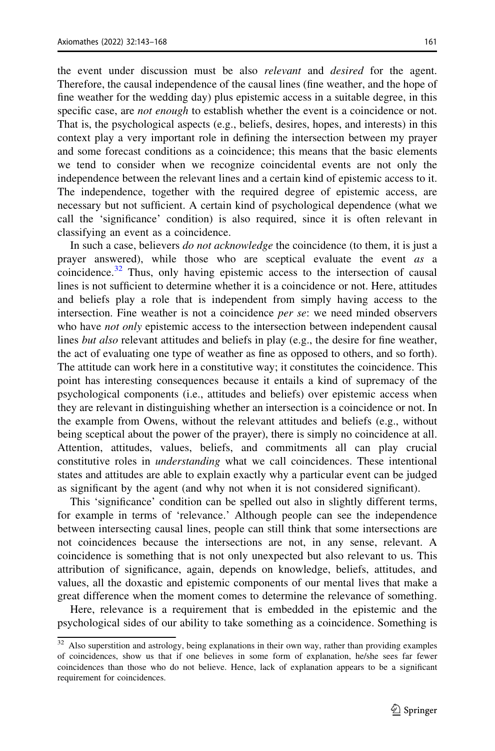the event under discussion must be also *relevant* and *desired* for the agent. Therefore, the causal independence of the causal lines (fine weather, and the hope of fine weather for the wedding day) plus epistemic access in a suitable degree, in this specific case, are *not enough* to establish whether the event is a coincidence or not. That is, the psychological aspects (e.g., beliefs, desires, hopes, and interests) in this context play a very important role in defining the intersection between my prayer and some forecast conditions as a coincidence; this means that the basic elements we tend to consider when we recognize coincidental events are not only the independence between the relevant lines and a certain kind of epistemic access to it. The independence, together with the required degree of epistemic access, are necessary but not sufficient. A certain kind of psychological dependence (what we call the 'significance' condition) is also required, since it is often relevant in classifying an event as a coincidence.

In such a case, believers *do not acknowledge* the coincidence (to them, it is just a prayer answered), while those who are sceptical evaluate the event *as* a coincidence.[32] Thus, only having epistemic access to the intersection of causal lines is not sufficient to determine whether it is a coincidence or not. Here, attitudes and beliefs play a role that is independent from simply having access to the intersection. Fine weather is not a coincidence *per se*: we need minded observers who have *not only* epistemic access to the intersection between independent causal lines *but also* relevant attitudes and beliefs in play (e.g., the desire for fine weather, the act of evaluating one type of weather as fine as opposed to others, and so forth). The attitude can work here in a constitutive way; it constitutes the coincidence. This point has interesting consequences because it entails a kind of supremacy of the psychological components (i.e., attitudes and beliefs) over epistemic access when they are relevant in distinguishing whether an intersection is a coincidence or not. In the example from Owens, without the relevant attitudes and beliefs (e.g., without being sceptical about the power of the prayer), there is simply no coincidence at all. Attention, attitudes, values, beliefs, and commitments all can play crucial constitutive roles in *understanding* what we call coincidences. These intentional states and attitudes are able to explain exactly why a particular event can be judged as significant by the agent (and why not when it is not considered significant).

This 'significance' condition can be spelled out also in slightly different terms, for example in terms of 'relevance.' Although people can see the independence between intersecting causal lines, people can still think that some intersections are not coincidences because the intersections are not, in any sense, relevant. A coincidence is something that is not only unexpected but also relevant to us. This attribution of significance, again, depends on knowledge, beliefs, attitudes, and values, all the doxastic and epistemic components of our mental lives that make a great difference when the moment comes to determine the relevance of something.

Here, relevance is a requirement that is embedded in the epistemic and the psychological sides of our ability to take something as a coincidence. Something is

[32] Also superstition and astrology, being explanations in their own way, rather than providing examples of coincidences, show us that if one believes in some form of explanation, he/she sees far fewer coincidences than those who do not believe. Hence, lack of explanation appears to be a significant requirement for coincidences.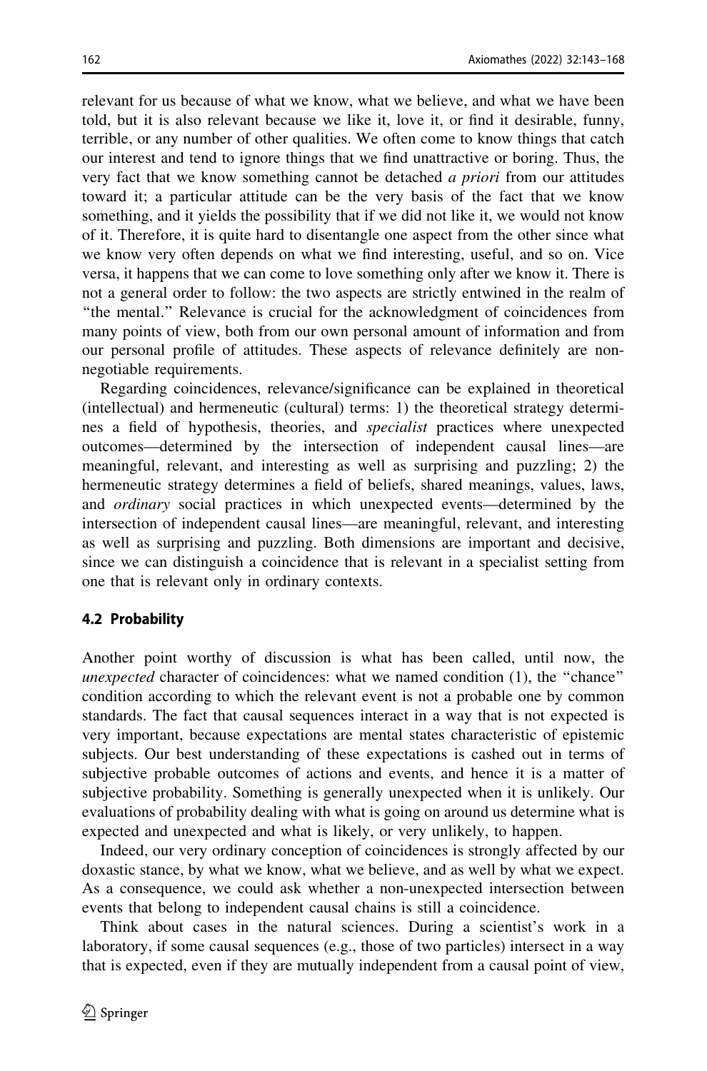relevant for us because of what we know, what we believe, and what we have been told, but it is also relevant because we like it, love it, or find it desirable, funny, terrible, or any number of other qualities. We often come to know things that catch our interest and tend to ignore things that we find unattractive or boring. Thus, the very fact that we know something cannot be detached *a priori* from our attitudes toward it; a particular attitude can be the very basis of the fact that we know something, and it yields the possibility that if we did not like it, we would not know of it. Therefore, it is quite hard to disentangle one aspect from the other since what we know very often depends on what we find interesting, useful, and so on. Vice versa, it happens that we can come to love something only after we know it. There is not a general order to follow: the two aspects are strictly entwined in the realm of "the mental." Relevance is crucial for the acknowledgment of coincidences from many points of view, both from our own personal amount of information and from our personal profile of attitudes. These aspects of relevance definitely are non-negotiable requirements.

Regarding coincidences, relevance/significance can be explained in theoretical (intellectual) and hermeneutic (cultural) terms: 1) the theoretical strategy determines a field of hypothesis, theories, and *specialist* practices where unexpected outcomes—determined by the intersection of independent causal lines—are meaningful, relevant, and interesting as well as surprising and puzzling; 2) the hermeneutic strategy determines a field of beliefs, shared meanings, values, laws, and *ordinary* social practices in which unexpected events—determined by the intersection of independent causal lines—are meaningful, relevant, and interesting as well as surprising and puzzling. Both dimensions are important and decisive, since we can distinguish a coincidence that is relevant in a specialist setting from one that is relevant only in ordinary contexts.

### 4.2 Probability

Another point worthy of discussion is what has been called, until now, the *unexpected* character of coincidences: what we named condition (1), the "chance" condition according to which the relevant event is not a probable one by common standards. The fact that causal sequences interact in a way that is not expected is very important, because expectations are mental states characteristic of epistemic subjects. Our best understanding of these expectations is cashed out in terms of subjective probable outcomes of actions and events, and hence it is a matter of subjective probability. Something is generally unexpected when it is unlikely. Our evaluations of probability dealing with what is going on around us determine what is expected and unexpected and what is likely, or very unlikely, to happen.

Indeed, our very ordinary conception of coincidences is strongly affected by our doxastic stance, by what we know, what we believe, and as well by what we expect. As a consequence, we could ask whether a non-unexpected intersection between events that belong to independent causal chains is still a coincidence.

Think about cases in the natural sciences. During a scientist's work in a laboratory, if some causal sequences (e.g., those of two particles) intersect in a way that is expected, even if they are mutually independent from a causal point of view,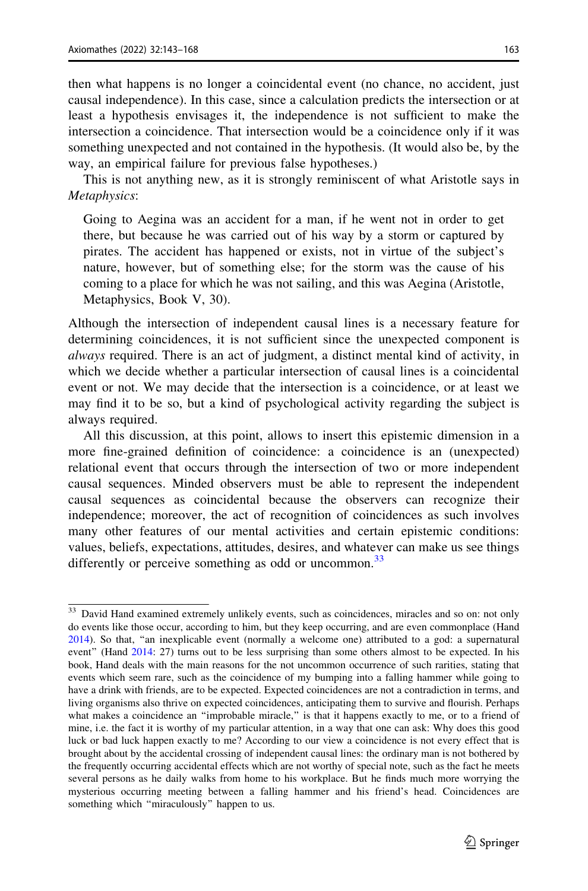then what happens is no longer a coincidental event (no chance, no accident, just causal independence). In this case, since a calculation predicts the intersection or at least a hypothesis envisages it, the independence is not sufficient to make the intersection a coincidence. That intersection would be a coincidence only if it was something unexpected and not contained in the hypothesis. (It would also be, by the way, an empirical failure for previous false hypotheses.)

This is not anything new, as it is strongly reminiscent of what Aristotle says in *Metaphysics*:

> Going to Aegina was an accident for a man, if he went not in order to get there, but because he was carried out of his way by a storm or captured by pirates. The accident has happened or exists, not in virtue of the subject's nature, however, but of something else; for the storm was the cause of his coming to a place for which he was not sailing, and this was Aegina (Aristotle, Metaphysics, Book V, 30).

Although the intersection of independent causal lines is a necessary feature for determining coincidences, it is not sufficient since the unexpected component is *always* required. There is an act of judgment, a distinct mental kind of activity, in which we decide whether a particular intersection of causal lines is a coincidental event or not. We may decide that the intersection is a coincidence, or at least we may find it to be so, but a kind of psychological activity regarding the subject is always required.

All this discussion, at this point, allows to insert this epistemic dimension in a more fine-grained definition of coincidence: a coincidence is an (unexpected) relational event that occurs through the intersection of two or more independent causal sequences. Minded observers must be able to represent the independent causal sequences as coincidental because the observers can recognize their independence; moreover, the act of recognition of coincidences as such involves many other features of our mental activities and certain epistemic conditions: values, beliefs, expectations, attitudes, desires, and whatever can make us see things differently or perceive something as odd or uncommon.[33]

---

[33] David Hand examined extremely unlikely events, such as coincidences, miracles and so on: not only do events like those occur, according to him, but they keep occurring, and are even commonplace (Hand 2014). So that, "an inexplicable event (normally a welcome one) attributed to a god: a supernatural event" (Hand 2014: 27) turns out to be less surprising than some others almost to be expected. In his book, Hand deals with the main reasons for the not uncommon occurrence of such rarities, stating that events which seem rare, such as the coincidence of my bumping into a falling hammer while going to have a drink with friends, are to be expected. Expected coincidences are not a contradiction in terms, and living organisms also thrive on expected coincidences, anticipating them to survive and flourish. Perhaps what makes a coincidence an "improbable miracle," is that it happens exactly to me, or to a friend of mine, i.e. the fact it is worthy of my particular attention, in a way that one can ask: Why does this good luck or bad luck happen exactly to me? According to our view a coincidence is not every effect that is brought about by the accidental crossing of independent causal lines: the ordinary man is not bothered by the frequently occurring accidental effects which are not worthy of special note, such as the fact he meets several persons as he daily walks from home to his workplace. But he finds much more worrying the mysterious occurring meeting between a falling hammer and his friend's head. Coincidences are something which "miraculously" happen to us.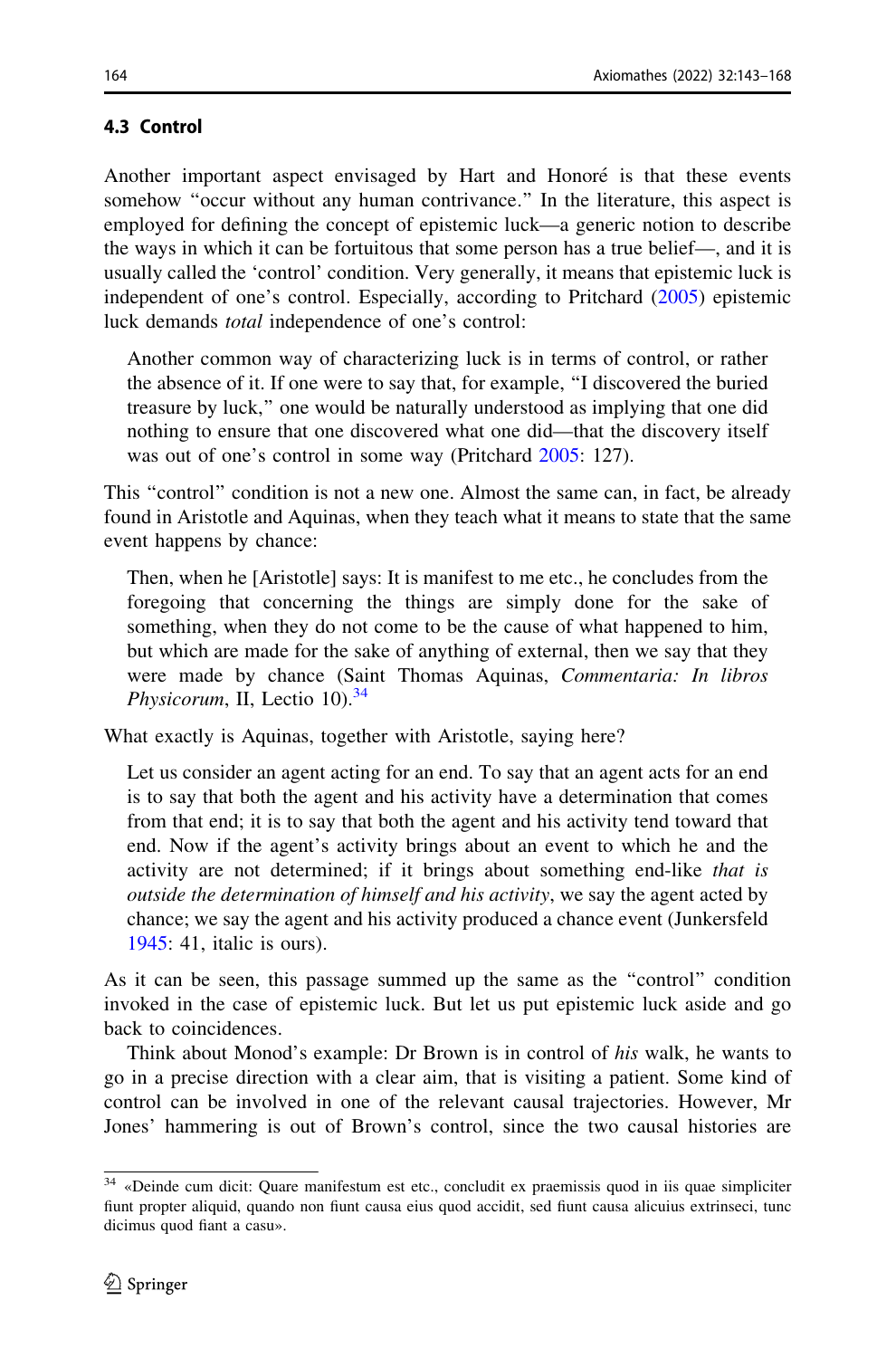### 4.3 Control

Another important aspect envisaged by Hart and Honoré is that these events somehow "occur without any human contrivance." In the literature, this aspect is employed for defining the concept of epistemic luck—a generic notion to describe the ways in which it can be fortuitous that some person has a true belief—, and it is usually called the 'control' condition. Very generally, it means that epistemic luck is independent of one's control. Especially, according to Pritchard (2005) epistemic luck demands *total* independence of one's control:

> Another common way of characterizing luck is in terms of control, or rather the absence of it. If one were to say that, for example, "I discovered the buried treasure by luck," one would be naturally understood as implying that one did nothing to ensure that one discovered what one did—that the discovery itself was out of one's control in some way (Pritchard 2005: 127).

This "control" condition is not a new one. Almost the same can, in fact, be already found in Aristotle and Aquinas, when they teach what it means to state that the same event happens by chance:

> Then, when he [Aristotle] says: It is manifest to me etc., he concludes from the foregoing that concerning the things are simply done for the sake of something, when they do not come to be the cause of what happened to him, but which are made for the sake of anything of external, then we say that they were made by chance (Saint Thomas Aquinas, *Commentaria: In libros Physicorum*, II, Lectio 10).[34]

What exactly is Aquinas, together with Aristotle, saying here?

> Let us consider an agent acting for an end. To say that an agent acts for an end is to say that both the agent and his activity have a determination that comes from that end; it is to say that both the agent and his activity tend toward that end. Now if the agent's activity brings about an event to which he and the activity are not determined; if it brings about something end-like *that is outside the determination of himself and his activity*, we say the agent acted by chance; we say the agent and his activity produced a chance event (Junkersfeld 1945: 41, italic is ours).

As it can be seen, this passage summed up the same as the "control" condition invoked in the case of epistemic luck. But let us put epistemic luck aside and go back to coincidences.

Think about Monod's example: Dr Brown is in control of *his* walk, he wants to go in a precise direction with a clear aim, that is visiting a patient. Some kind of control can be involved in one of the relevant causal trajectories. However, Mr Jones' hammering is out of Brown's control, since the two causal histories are

[34] «Deinde cum dicit: Quare manifestum est etc., concludit ex praemissis quod in iis quae simpliciter fiunt propter aliquid, quando non fiunt causa eius quod accidit, sed fiunt causa alicuius extrinseci, tunc dicimus quod fiant a casu».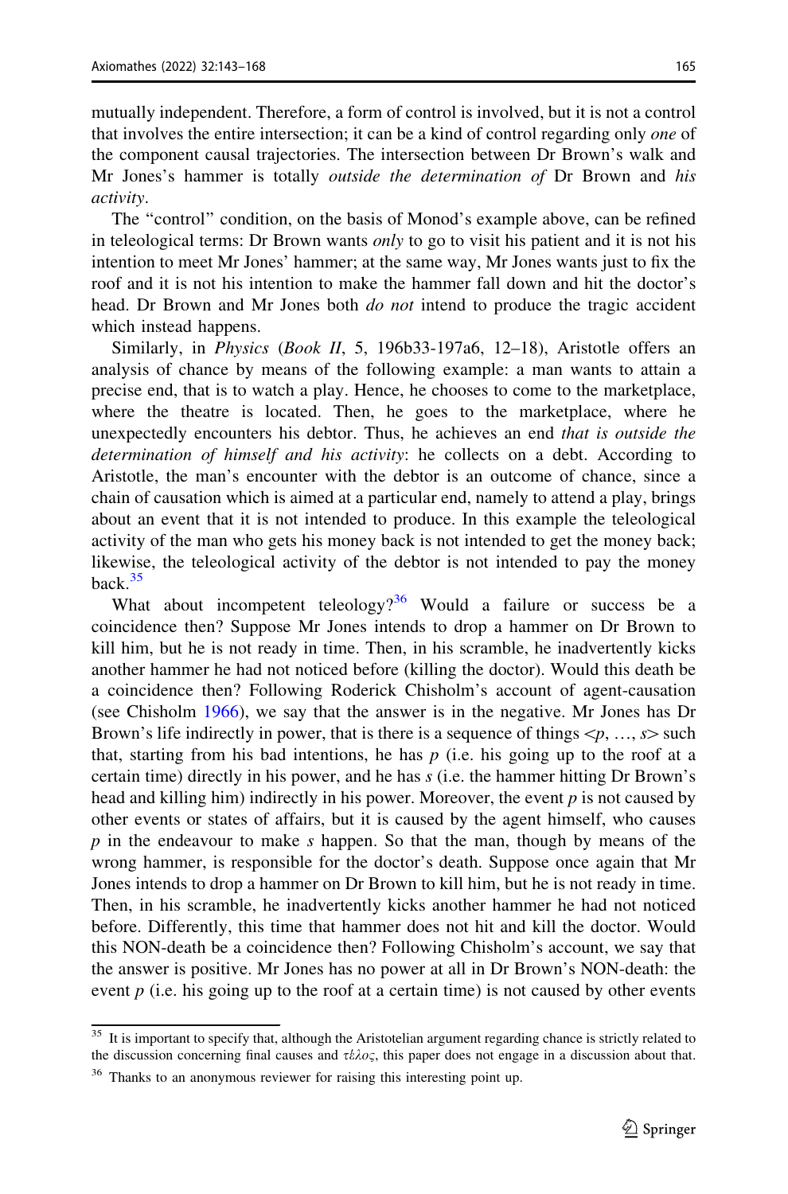mutually independent. Therefore, a form of control is involved, but it is not a control that involves the entire intersection; it can be a kind of control regarding only *one* of the component causal trajectories. The intersection between Dr Brown's walk and Mr Jones's hammer is totally *outside the determination of* Dr Brown and *his activity*.

The "control" condition, on the basis of Monod's example above, can be refined in teleological terms: Dr Brown wants *only* to go to visit his patient and it is not his intention to meet Mr Jones' hammer; at the same way, Mr Jones wants just to fix the roof and it is not his intention to make the hammer fall down and hit the doctor's head. Dr Brown and Mr Jones both *do not* intend to produce the tragic accident which instead happens.

Similarly, in *Physics* (*Book II*, 5, 196b33-197a6, 12–18), Aristotle offers an analysis of chance by means of the following example: a man wants to attain a precise end, that is to watch a play. Hence, he chooses to come to the marketplace, where the theatre is located. Then, he goes to the marketplace, where he unexpectedly encounters his debtor. Thus, he achieves an end *that is outside the determination of himself and his activity*: he collects on a debt. According to Aristotle, the man's encounter with the debtor is an outcome of chance, since a chain of causation which is aimed at a particular end, namely to attend a play, brings about an event that it is not intended to produce. In this example the teleological activity of the man who gets his money back is not intended to get the money back; likewise, the teleological activity of the debtor is not intended to pay the money back.[35]

What about incompetent teleology?[36] Would a failure or success be a coincidence then? Suppose Mr Jones intends to drop a hammer on Dr Brown to kill him, but he is not ready in time. Then, in his scramble, he inadvertently kicks another hammer he had not noticed before (killing the doctor). Would this death be a coincidence then? Following Roderick Chisholm's account of agent-causation (see Chisholm 1966), we say that the answer is in the negative. Mr Jones has Dr Brown's life indirectly in power, that is there is a sequence of things $<p, \ldots, s>$ such that, starting from his bad intentions, he has $p$ (i.e. his going up to the roof at a certain time) directly in his power, and he has $s$ (i.e. the hammer hitting Dr Brown's head and killing him) indirectly in his power. Moreover, the event $p$ is not caused by other events or states of affairs, but it is caused by the agent himself, who causes $p$ in the endeavour to make $s$ happen. So that the man, though by means of the wrong hammer, is responsible for the doctor's death. Suppose once again that Mr Jones intends to drop a hammer on Dr Brown to kill him, but he is not ready in time. Then, in his scramble, he inadvertently kicks another hammer he had not noticed before. Differently, this time that hammer does not hit and kill the doctor. Would this NON-death be a coincidence then? Following Chisholm's account, we say that the answer is positive. Mr Jones has no power at all in Dr Brown's NON-death: the event $p$ (i.e. his going up to the roof at a certain time) is not caused by other events

[35] It is important to specify that, although the Aristotelian argument regarding chance is strictly related to the discussion concerning final causes and τέλος, this paper does not engage in a discussion about that.

[36] Thanks to an anonymous reviewer for raising this interesting point up.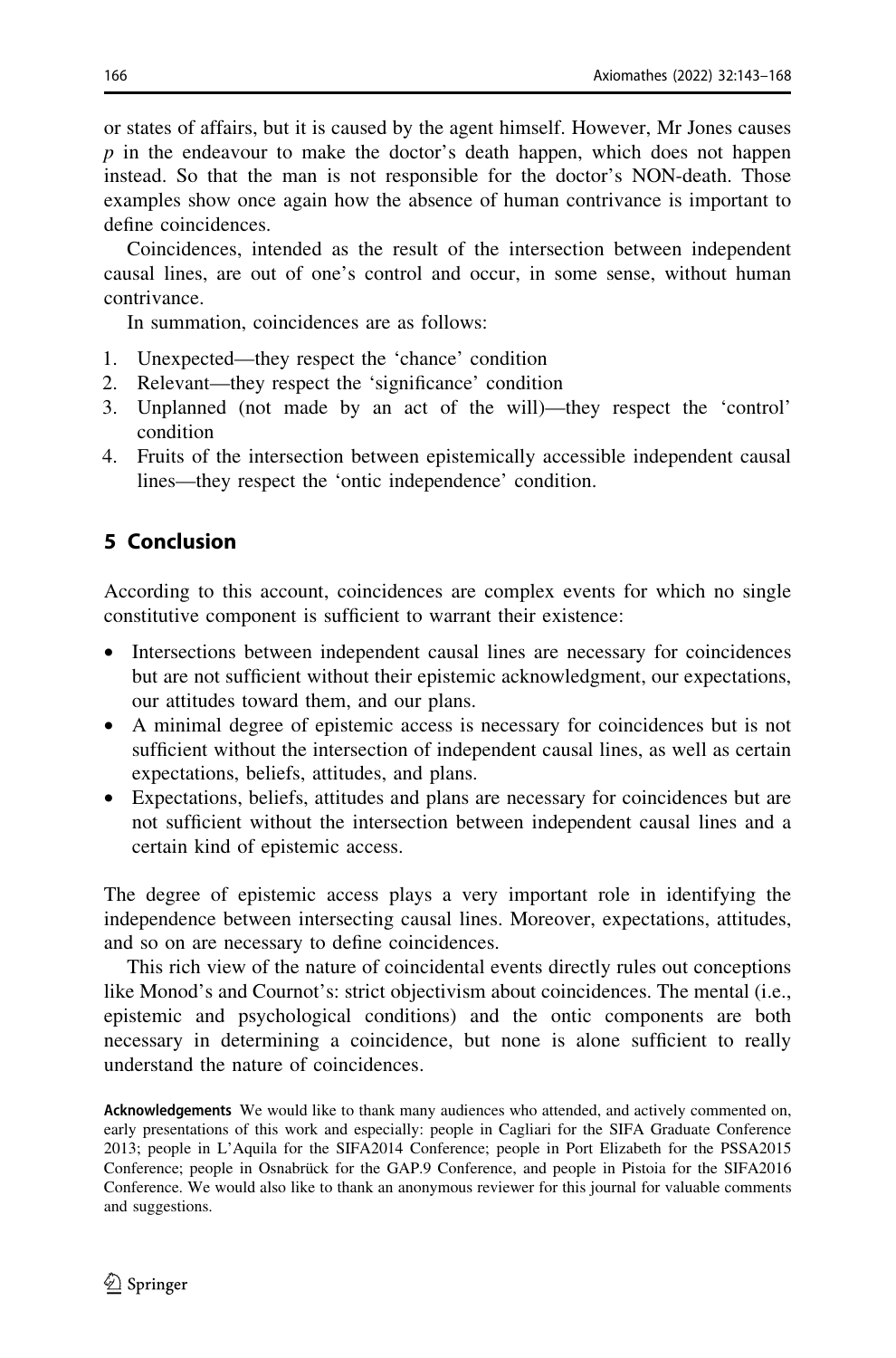or states of affairs, but it is caused by the agent himself. However, Mr Jones causes $p$ in the endeavour to make the doctor's death happen, which does not happen instead. So that the man is not responsible for the doctor's NON-death. Those examples show once again how the absence of human contrivance is important to define coincidences.

Coincidences, intended as the result of the intersection between independent causal lines, are out of one's control and occur, in some sense, without human contrivance.

In summation, coincidences are as follows:

1. Unexpected—they respect the 'chance' condition
2. Relevant—they respect the 'significance' condition
3. Unplanned (not made by an act of the will)—they respect the 'control' condition
4. Fruits of the intersection between epistemically accessible independent causal lines—they respect the 'ontic independence' condition.

## 5 Conclusion

According to this account, coincidences are complex events for which no single constitutive component is sufficient to warrant their existence:

- Intersections between independent causal lines are necessary for coincidences but are not sufficient without their epistemic acknowledgment, our expectations, our attitudes toward them, and our plans.
- A minimal degree of epistemic access is necessary for coincidences but is not sufficient without the intersection of independent causal lines, as well as certain expectations, beliefs, attitudes, and plans.
- Expectations, beliefs, attitudes and plans are necessary for coincidences but are not sufficient without the intersection between independent causal lines and a certain kind of epistemic access.

The degree of epistemic access plays a very important role in identifying the independence between intersecting causal lines. Moreover, expectations, attitudes, and so on are necessary to define coincidences.

This rich view of the nature of coincidental events directly rules out conceptions like Monod's and Cournot's: strict objectivism about coincidences. The mental (i.e., epistemic and psychological conditions) and the ontic components are both necessary in determining a coincidence, but none is alone sufficient to really understand the nature of coincidences.

**Acknowledgements** We would like to thank many audiences who attended, and actively commented on, early presentations of this work and especially: people in Cagliari for the SIFA Graduate Conference 2013; people in L'Aquila for the SIFA2014 Conference; people in Port Elizabeth for the PSSA2015 Conference; people in Osnabrück for the GAP.9 Conference, and people in Pistoia for the SIFA2016 Conference. We would also like to thank an anonymous reviewer for this journal for valuable comments and suggestions.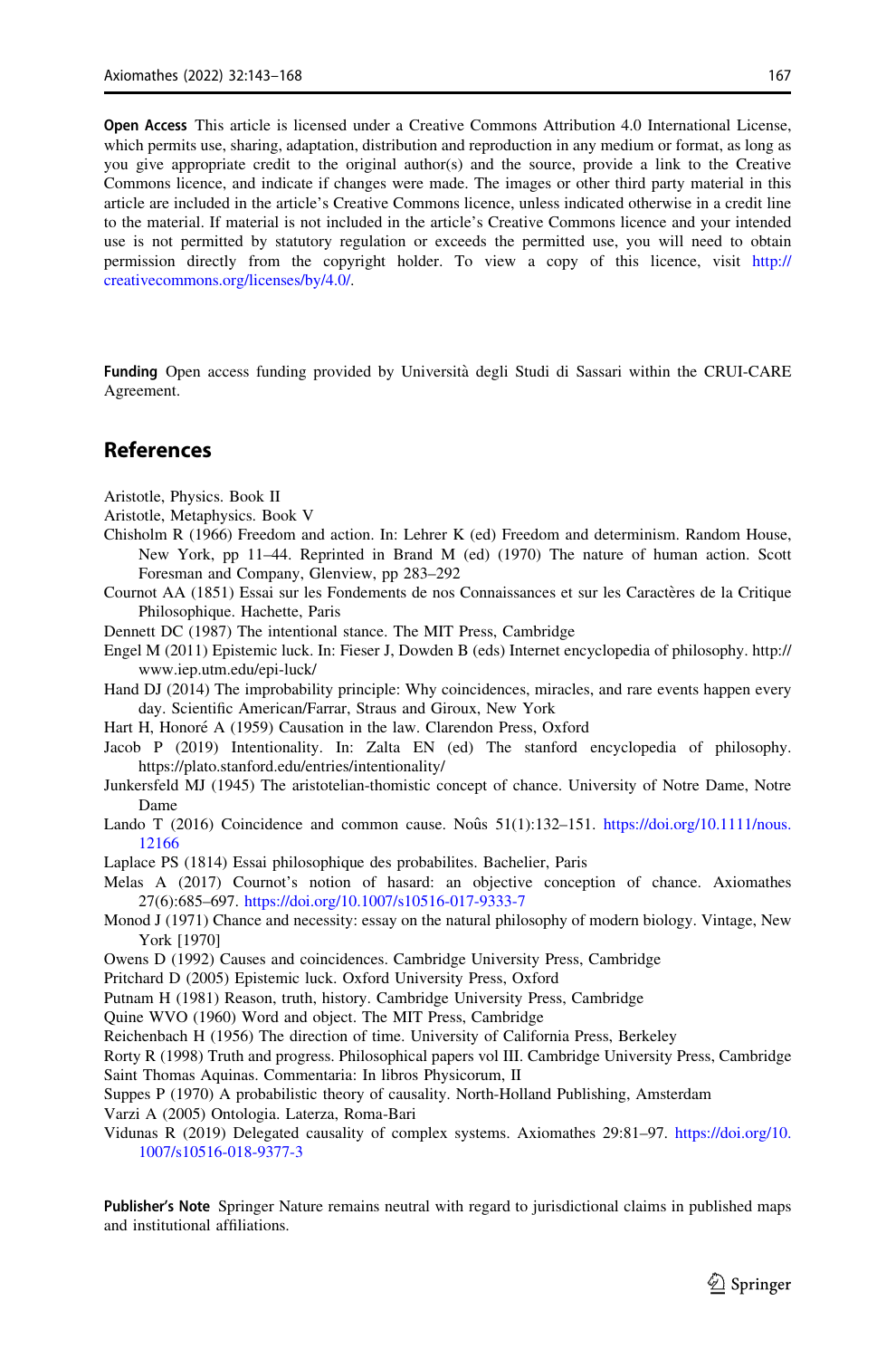**Open Access** This article is licensed under a Creative Commons Attribution 4.0 International License, which permits use, sharing, adaptation, distribution and reproduction in any medium or format, as long as you give appropriate credit to the original author(s) and the source, provide a link to the Creative Commons licence, and indicate if changes were made. The images or other third party material in this article are included in the article's Creative Commons licence, unless indicated otherwise in a credit line to the material. If material is not included in the article's Creative Commons licence and your intended use is not permitted by statutory regulation or exceeds the permitted use, you will need to obtain permission directly from the copyright holder. To view a copy of this licence, visit http://creativecommons.org/licenses/by/4.0/.

**Funding** Open access funding provided by Università degli Studi di Sassari within the CRUI-CARE Agreement.

## References

Aristotle, Physics. Book II

Aristotle, Metaphysics. Book V

Chisholm R (1966) Freedom and action. In: Lehrer K (ed) Freedom and determinism. Random House, New York, pp 11–44. Reprinted in Brand M (ed) (1970) The nature of human action. Scott Foresman and Company, Glenview, pp 283–292

Cournot AA (1851) Essai sur les Fondements de nos Connaissances et sur les Caractères de la Critique Philosophique. Hachette, Paris

Dennett DC (1987) The intentional stance. The MIT Press, Cambridge

Engel M (2011) Epistemic luck. In: Fieser J, Dowden B (eds) Internet encyclopedia of philosophy. http://www.iep.utm.edu/epi-luck/

Hand DJ (2014) The improbability principle: Why coincidences, miracles, and rare events happen every day. Scientific American/Farrar, Straus and Giroux, New York

Hart H, Honoré A (1959) Causation in the law. Clarendon Press, Oxford

Jacob P (2019) Intentionality. In: Zalta EN (ed) The stanford encyclopedia of philosophy. https://plato.stanford.edu/entries/intentionality/

Junkersfeld MJ (1945) The aristotelian-thomistic concept of chance. University of Notre Dame, Notre Dame

Lando T (2016) Coincidence and common cause. Noûs 51(1):132–151. https://doi.org/10.1111/nous.12166

Laplace PS (1814) Essai philosophique des probabilites. Bachelier, Paris

Melas A (2017) Cournot's notion of hasard: an objective conception of chance. Axiomathes 27(6):685–697. https://doi.org/10.1007/s10516-017-9333-7

Monod J (1971) Chance and necessity: essay on the natural philosophy of modern biology. Vintage, New York [1970]

Owens D (1992) Causes and coincidences. Cambridge University Press, Cambridge

Pritchard D (2005) Epistemic luck. Oxford University Press, Oxford

Putnam H (1981) Reason, truth, history. Cambridge University Press, Cambridge

Quine WVO (1960) Word and object. The MIT Press, Cambridge

Reichenbach H (1956) The direction of time. University of California Press, Berkeley

Rorty R (1998) Truth and progress. Philosophical papers vol III. Cambridge University Press, Cambridge

Saint Thomas Aquinas. Commentaria: In libros Physicorum, II

Suppes P (1970) A probabilistic theory of causality. North-Holland Publishing, Amsterdam

Varzi A (2005) Ontologia. Laterza, Roma-Bari

Vidunas R (2019) Delegated causality of complex systems. Axiomathes 29:81–97. https://doi.org/10.1007/s10516-018-9377-3

**Publisher's Note** Springer Nature remains neutral with regard to jurisdictional claims in published maps and institutional affiliations.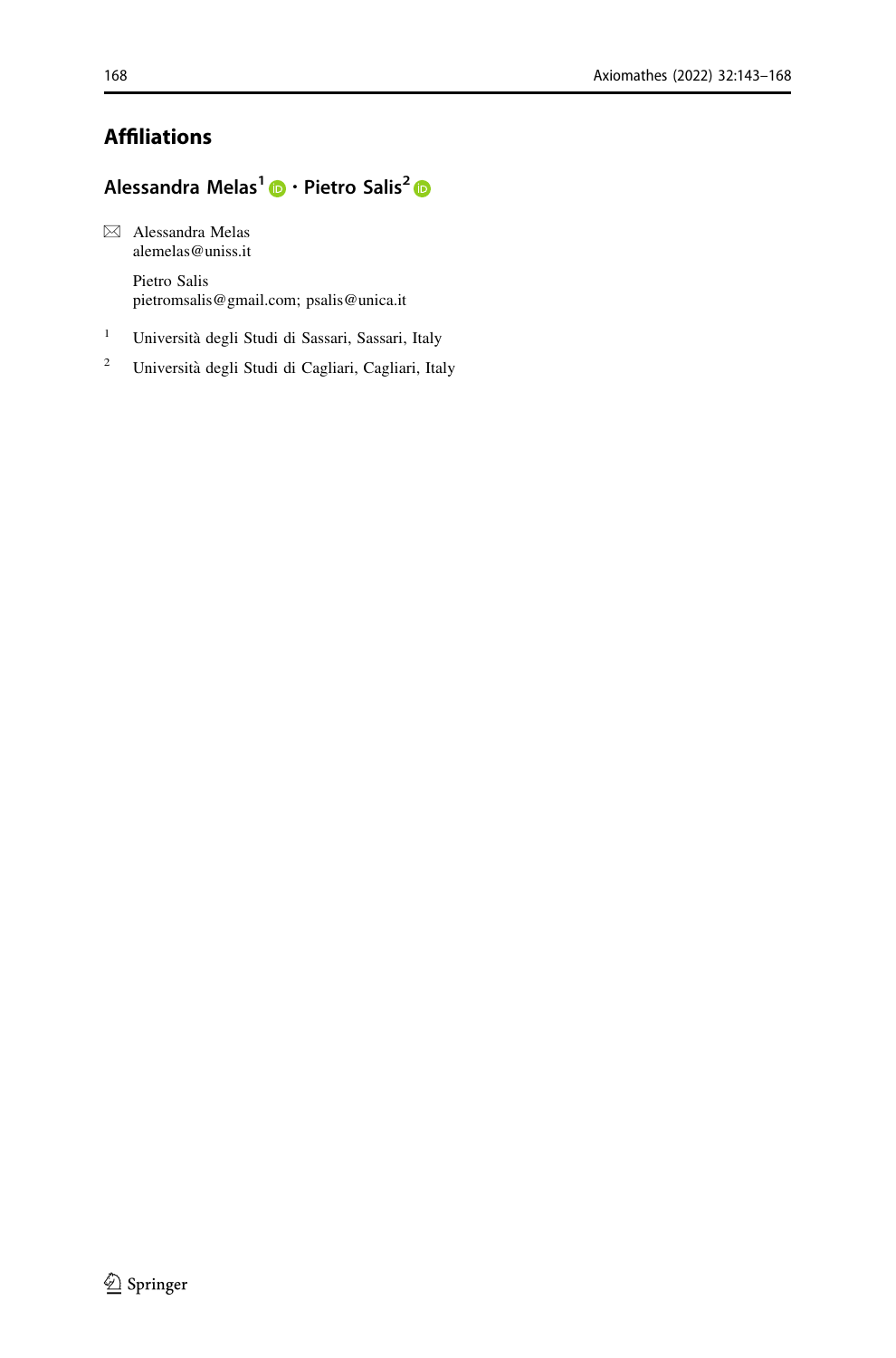## Affiliations

### Alessandra Melas[1] · Pietro Salis[2]

✉ Alessandra Melas
alemelas@uniss.it

Pietro Salis
pietromsalis@gmail.com; psalis@unica.it

[1] Università degli Studi di Sassari, Sassari, Italy

[2] Università degli Studi di Cagliari, Cagliari, Italy